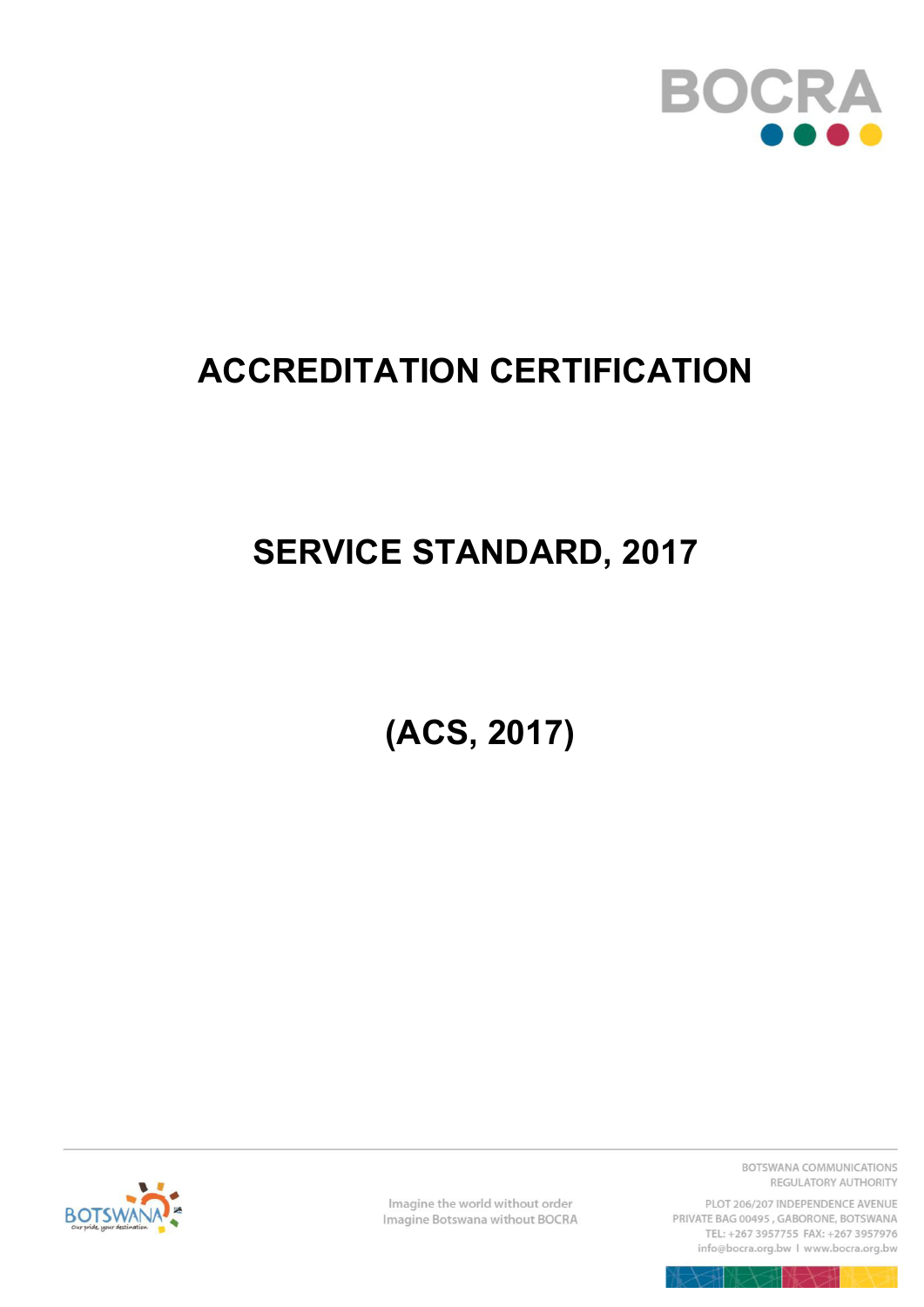# ACCREDITATION CERTIFICATION

# SERVICE STANDARD, 2017

# (ACS, 2017)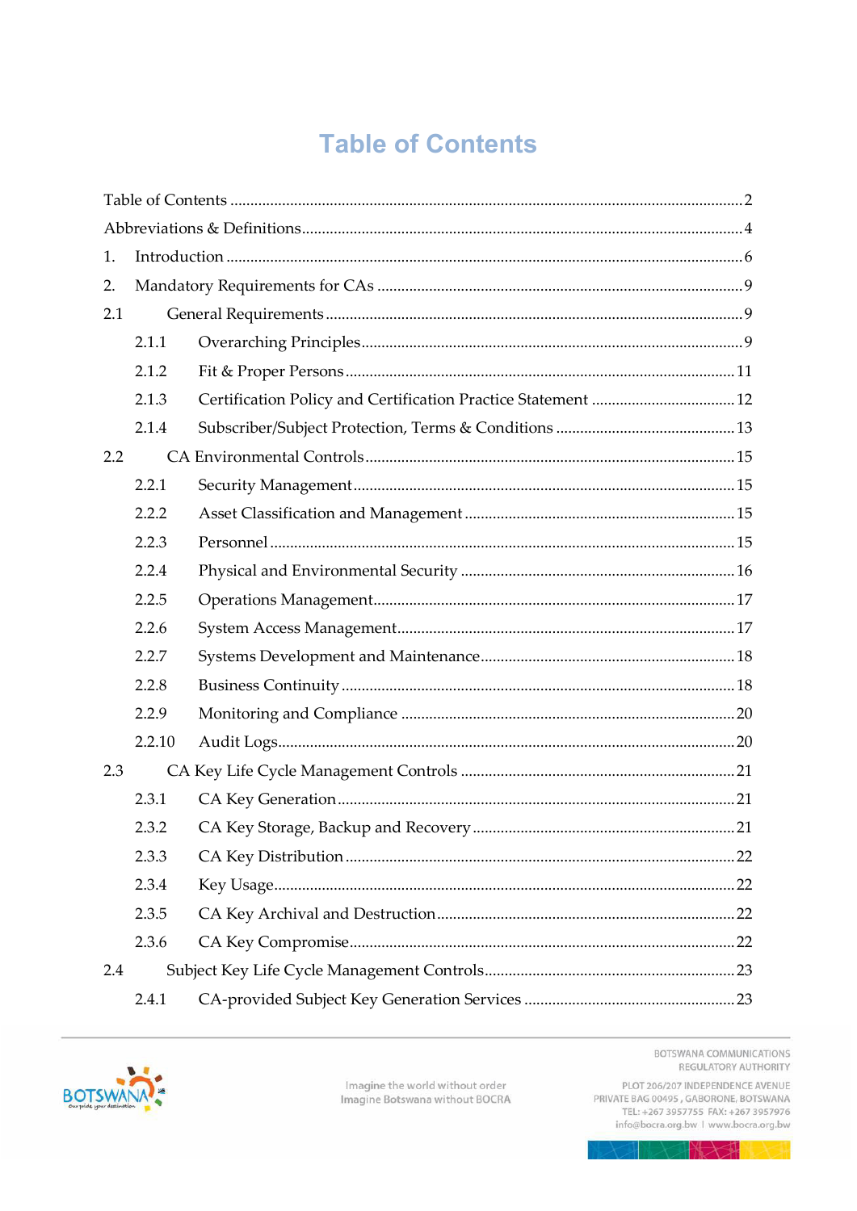# Table of Contents

Table of Contents ........................................................................................................................ 2

Abbreviations & Definitions........................................................................................................ 4

1. Introduction ................................................................................................................................. 6

2. Mandatory Requirements for CAs ........................................................................................... 9

2.1 General Requirements ........................................................................................................ 9

2.1.1 Overarching Principles ................................................................................................ 9

2.1.2 Fit & Proper Persons ................................................................................................ 11

2.1.3 Certification Policy and Certification Practice Statement .................................... 12

2.1.4 Subscriber/Subject Protection, Terms & Conditions ............................................ 13

2.2 CA Environmental Controls ............................................................................................ 15

2.2.1 Security Management ............................................................................................... 15

2.2.2 Asset Classification and Management ................................................................... 15

2.2.3 Personnel .................................................................................................................... 15

2.2.4 Physical and Environmental Security .................................................................... 16

2.2.5 Operations Management.......................................................................................... 17

2.2.6 System Access Management.................................................................................... 17

2.2.7 Systems Development and Maintenance ............................................................... 18

2.2.8 Business Continuity .................................................................................................. 18

2.2.9 Monitoring and Compliance ................................................................................... 20

2.2.10 Audit Logs.................................................................................................................. 20

2.3 CA Key Life Cycle Management Controls ..................................................................... 21

2.3.1 CA Key Generation ................................................................................................... 21

2.3.2 CA Key Storage, Backup and Recovery ................................................................. 21

2.3.3 CA Key Distribution ................................................................................................. 22

2.3.4 Key Usage................................................................................................................... 22

2.3.5 CA Key Archival and Destruction .......................................................................... 22

2.3.6 CA Key Compromise ................................................................................................ 22

2.4 Subject Key Life Cycle Management Controls .............................................................. 23

2.4.1 CA-provided Subject Key Generation Services ..................................................... 23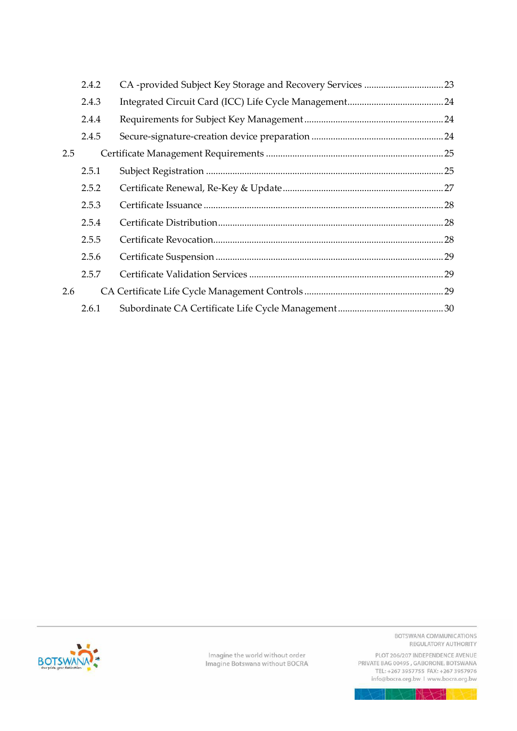| | | |
|---|---|---|
| 2.4.2 | CA -provided Subject Key Storage and Recovery Services | 23 |
| 2.4.3 | Integrated Circuit Card (ICC) Life Cycle Management | 24 |
| 2.4.4 | Requirements for Subject Key Management | 24 |
| 2.4.5 | Secure-signature-creation device preparation | 24 |
| 2.5 | Certificate Management Requirements | 25 |
| 2.5.1 | Subject Registration | 25 |
| 2.5.2 | Certificate Renewal, Re-Key & Update | 27 |
| 2.5.3 | Certificate Issuance | 28 |
| 2.5.4 | Certificate Distribution | 28 |
| 2.5.5 | Certificate Revocation | 28 |
| 2.5.6 | Certificate Suspension | 29 |
| 2.5.7 | Certificate Validation Services | 29 |
| 2.6 | CA Certificate Life Cycle Management Controls | 29 |
| 2.6.1 | Subordinate CA Certificate Life Cycle Management | 30 |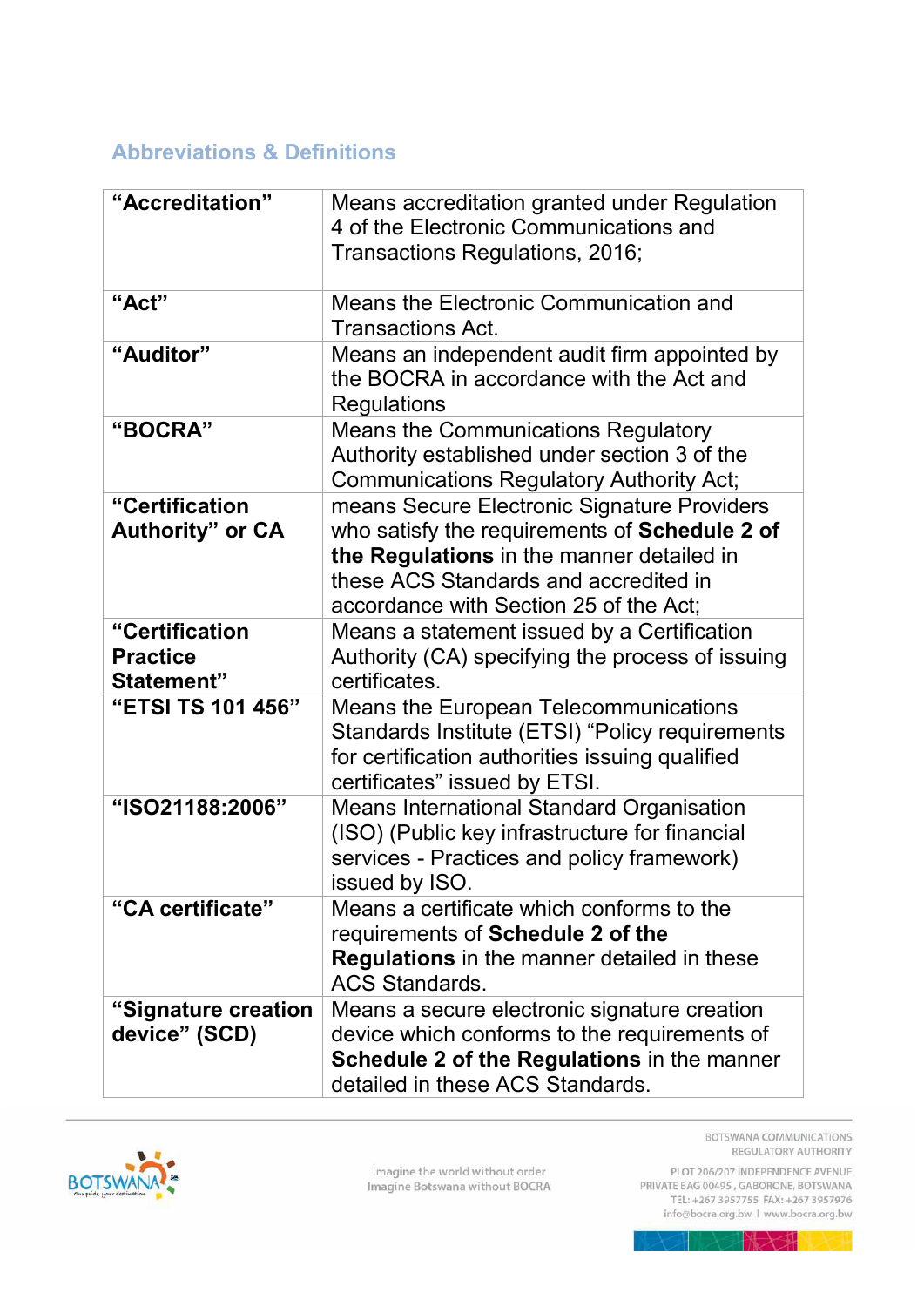## Abbreviations & Definitions

| | |
|---|---|
| **"Accreditation"** | Means accreditation granted under Regulation 4 of the Electronic Communications and Transactions Regulations, 2016; |
| **"Act"** | Means the Electronic Communication and Transactions Act. |
| **"Auditor"** | Means an independent audit firm appointed by the BOCRA in accordance with the Act and Regulations |
| **"BOCRA"** | Means the Communications Regulatory Authority established under section 3 of the Communications Regulatory Authority Act; |
| **"Certification Authority" or CA** | means Secure Electronic Signature Providers who satisfy the requirements of **Schedule 2 of the Regulations** in the manner detailed in these ACS Standards and accredited in accordance with Section 25 of the Act; |
| **"Certification Practice Statement"** | Means a statement issued by a Certification Authority (CA) specifying the process of issuing certificates. |
| **"ETSI TS 101 456"** | Means the European Telecommunications Standards Institute (ETSI) "Policy requirements for certification authorities issuing qualified certificates" issued by ETSI. |
| **"ISO21188:2006"** | Means International Standard Organisation (ISO) (Public key infrastructure for financial services - Practices and policy framework) issued by ISO. |
| **"CA certificate"** | Means a certificate which conforms to the requirements of **Schedule 2 of the Regulations** in the manner detailed in these ACS Standards. |
| **"Signature creation device" (SCD)** | Means a secure electronic signature creation device which conforms to the requirements of **Schedule 2 of the Regulations** in the manner detailed in these ACS Standards. |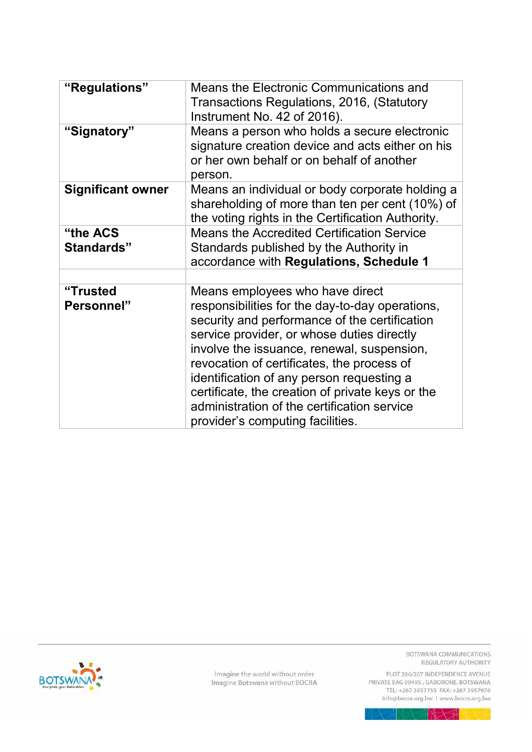| **"Regulations"** | Means the Electronic Communications and Transactions Regulations, 2016, (Statutory Instrument No. 42 of 2016). |
|---|---|
| **"Signatory"** | Means a person who holds a secure electronic signature creation device and acts either on his or her own behalf or on behalf of another person. |
| **Significant owner** | Means an individual or body corporate holding a shareholding of more than ten per cent (10%) of the voting rights in the Certification Authority. |
| **"the ACS Standards"** | Means the Accredited Certification Service Standards published by the Authority in accordance with **Regulations, Schedule 1** |
| | |
| **"Trusted Personnel"** | Means employees who have direct responsibilities for the day-to-day operations, security and performance of the certification service provider, or whose duties directly involve the issuance, renewal, suspension, revocation of certificates, the process of identification of any person requesting a certificate, the creation of private keys or the administration of the certification service provider's computing facilities. |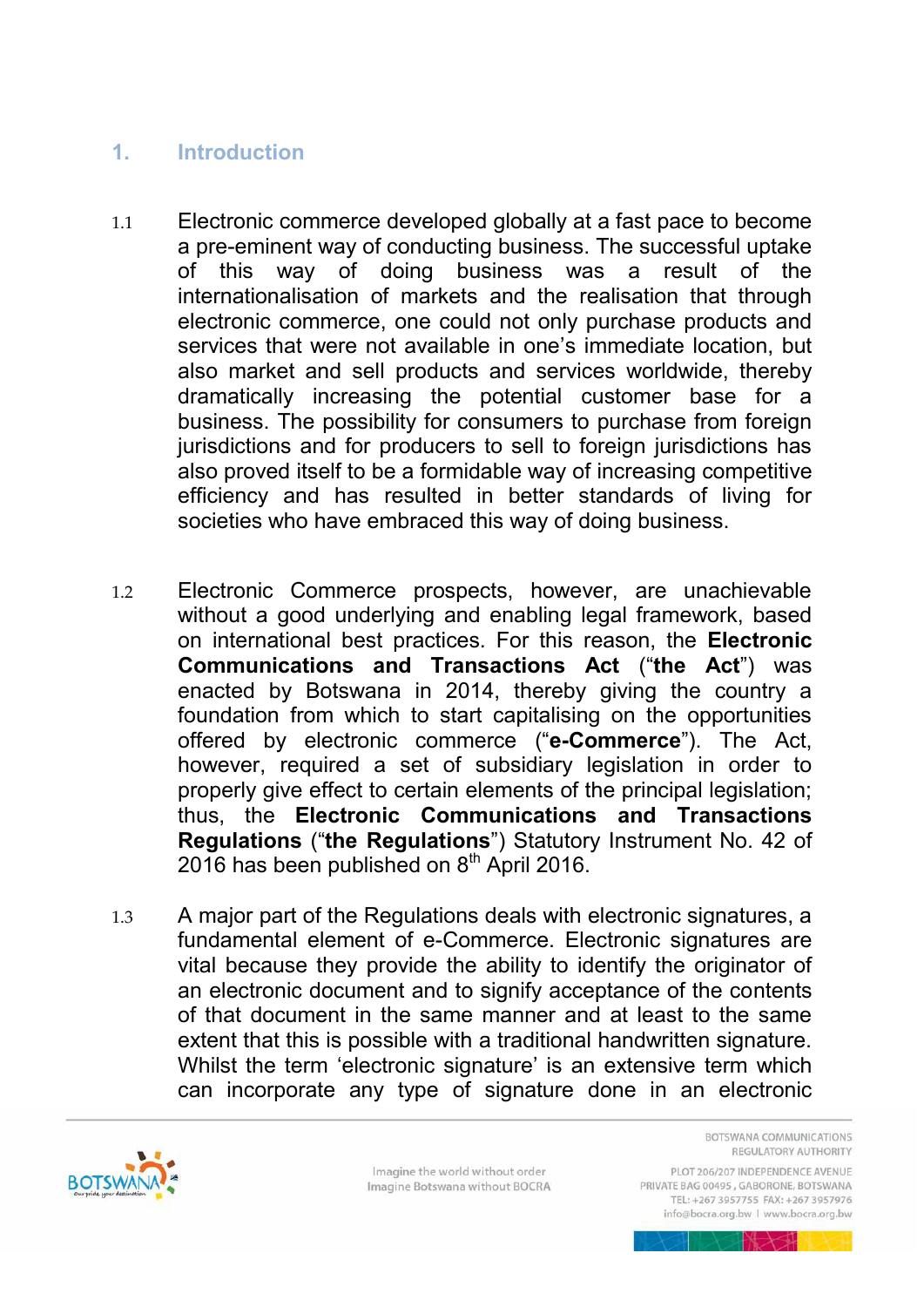## 1. Introduction

1.1 Electronic commerce developed globally at a fast pace to become a pre-eminent way of conducting business. The successful uptake of this way of doing business was a result of the internationalisation of markets and the realisation that through electronic commerce, one could not only purchase products and services that were not available in one's immediate location, but also market and sell products and services worldwide, thereby dramatically increasing the potential customer base for a business. The possibility for consumers to purchase from foreign jurisdictions and for producers to sell to foreign jurisdictions has also proved itself to be a formidable way of increasing competitive efficiency and has resulted in better standards of living for societies who have embraced this way of doing business.

1.2 Electronic Commerce prospects, however, are unachievable without a good underlying and enabling legal framework, based on international best practices. For this reason, the **Electronic Communications and Transactions Act** ("**the Act**") was enacted by Botswana in 2014, thereby giving the country a foundation from which to start capitalising on the opportunities offered by electronic commerce ("**e-Commerce**"). The Act, however, required a set of subsidiary legislation in order to properly give effect to certain elements of the principal legislation; thus, the **Electronic Communications and Transactions Regulations** ("**the Regulations**") Statutory Instrument No. 42 of 2016 has been published on 8th April 2016.

1.3 A major part of the Regulations deals with electronic signatures, a fundamental element of e-Commerce. Electronic signatures are vital because they provide the ability to identify the originator of an electronic document and to signify acceptance of the contents of that document in the same manner and at least to the same extent that this is possible with a traditional handwritten signature. Whilst the term 'electronic signature' is an extensive term which can incorporate any type of signature done in an electronic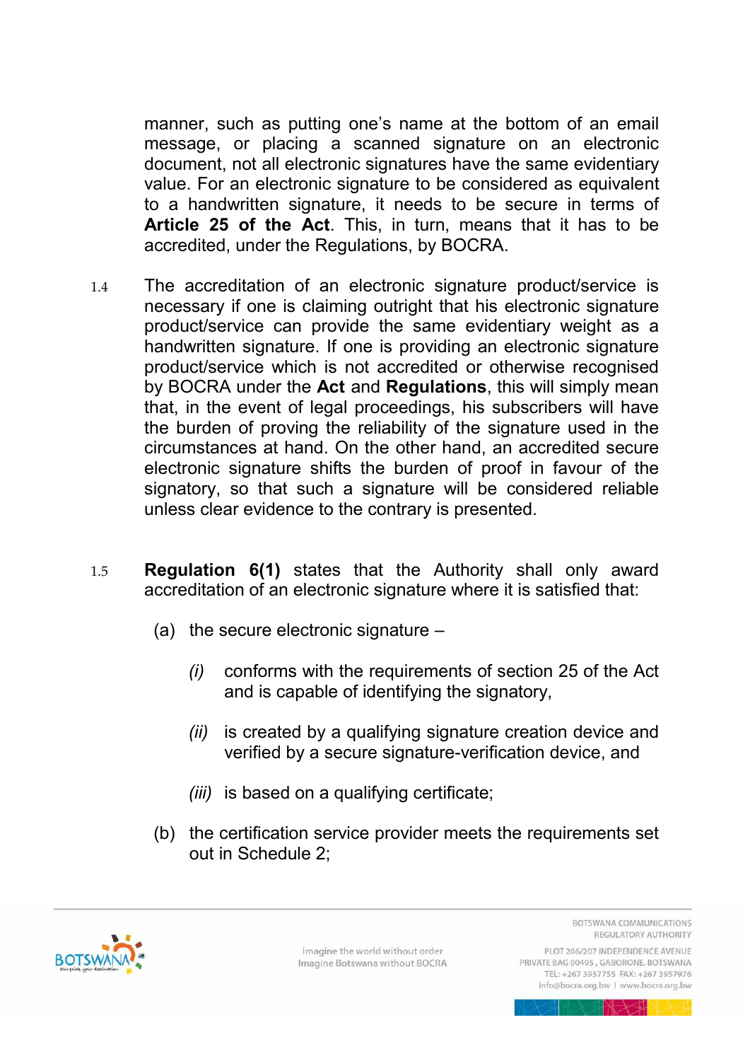manner, such as putting one's name at the bottom of an email message, or placing a scanned signature on an electronic document, not all electronic signatures have the same evidentiary value. For an electronic signature to be considered as equivalent to a handwritten signature, it needs to be secure in terms of **Article 25 of the Act**. This, in turn, means that it has to be accredited, under the Regulations, by BOCRA.

1.4 The accreditation of an electronic signature product/service is necessary if one is claiming outright that his electronic signature product/service can provide the same evidentiary weight as a handwritten signature. If one is providing an electronic signature product/service which is not accredited or otherwise recognised by BOCRA under the **Act** and **Regulations**, this will simply mean that, in the event of legal proceedings, his subscribers will have the burden of proving the reliability of the signature used in the circumstances at hand. On the other hand, an accredited secure electronic signature shifts the burden of proof in favour of the signatory, so that such a signature will be considered reliable unless clear evidence to the contrary is presented.

1.5 **Regulation 6(1)** states that the Authority shall only award accreditation of an electronic signature where it is satisfied that:

(a) the secure electronic signature –

*(i)* conforms with the requirements of section 25 of the Act and is capable of identifying the signatory,

*(ii)* is created by a qualifying signature creation device and verified by a secure signature-verification device, and

*(iii)* is based on a qualifying certificate;

(b) the certification service provider meets the requirements set out in Schedule 2;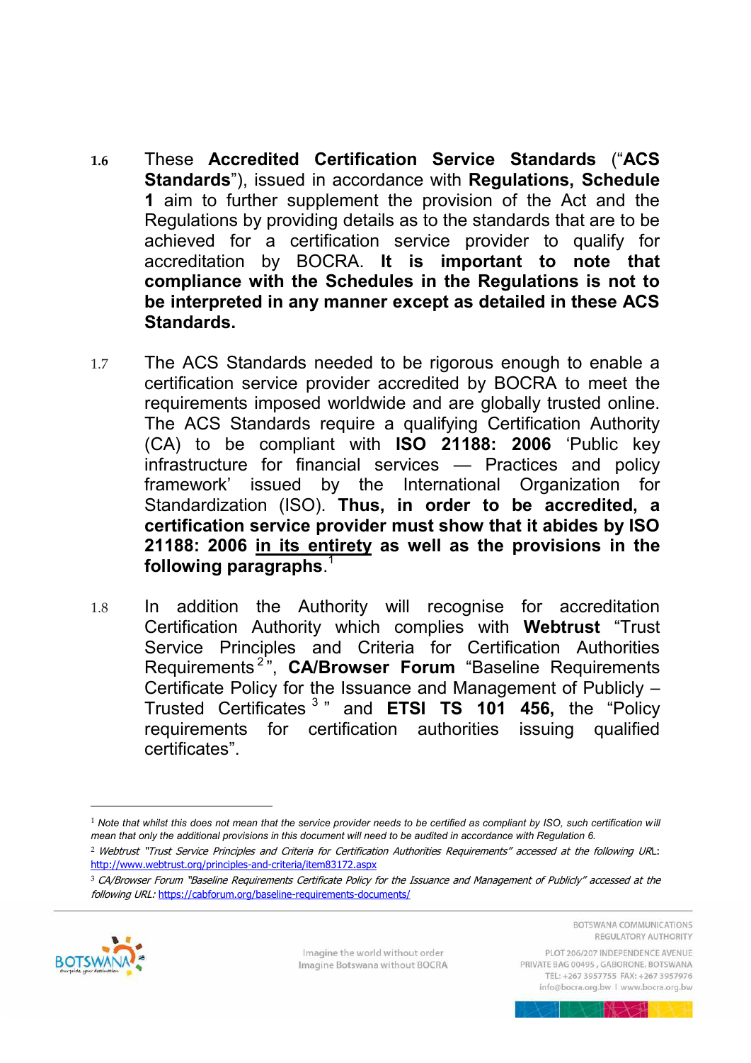1.6 These **Accredited Certification Service Standards** ("**ACS Standards**"), issued in accordance with **Regulations, Schedule 1** aim to further supplement the provision of the Act and the Regulations by providing details as to the standards that are to be achieved for a certification service provider to qualify for accreditation by BOCRA. **It is important to note that compliance with the Schedules in the Regulations is not to be interpreted in any manner except as detailed in these ACS Standards.**

1.7 The ACS Standards needed to be rigorous enough to enable a certification service provider accredited by BOCRA to meet the requirements imposed worldwide and are globally trusted online. The ACS Standards require a qualifying Certification Authority (CA) to be compliant with **ISO 21188: 2006** 'Public key infrastructure for financial services — Practices and policy framework' issued by the International Organization for Standardization (ISO). **Thus, in order to be accredited, a certification service provider must show that it abides by ISO 21188: 2006 <u>in its entirety</u> as well as the provisions in the following paragraphs**.[1]

1.8 In addition the Authority will recognise for accreditation Certification Authority which complies with **Webtrust** "Trust Service Principles and Criteria for Certification Authorities Requirements[2]", **CA/Browser Forum** "Baseline Requirements Certificate Policy for the Issuance and Management of Publicly – Trusted Certificates[3]" and **ETSI TS 101 456,** the "Policy requirements for certification authorities issuing qualified certificates".

---

[1] *Note that whilst this does not mean that the service provider needs to be certified as compliant by ISO, such certification will mean that only the additional provisions in this document will need to be audited in accordance with Regulation 6.*

[2] *Webtrust "Trust Service Principles and Criteria for Certification Authorities Requirements" accessed at the following URL*: http://www.webtrust.org/principles-and-criteria/item83172.aspx

[3] *CA/Browser Forum "Baseline Requirements Certificate Policy for the Issuance and Management of Publicly" accessed at the following URL:* https://cabforum.org/baseline-requirements-documents/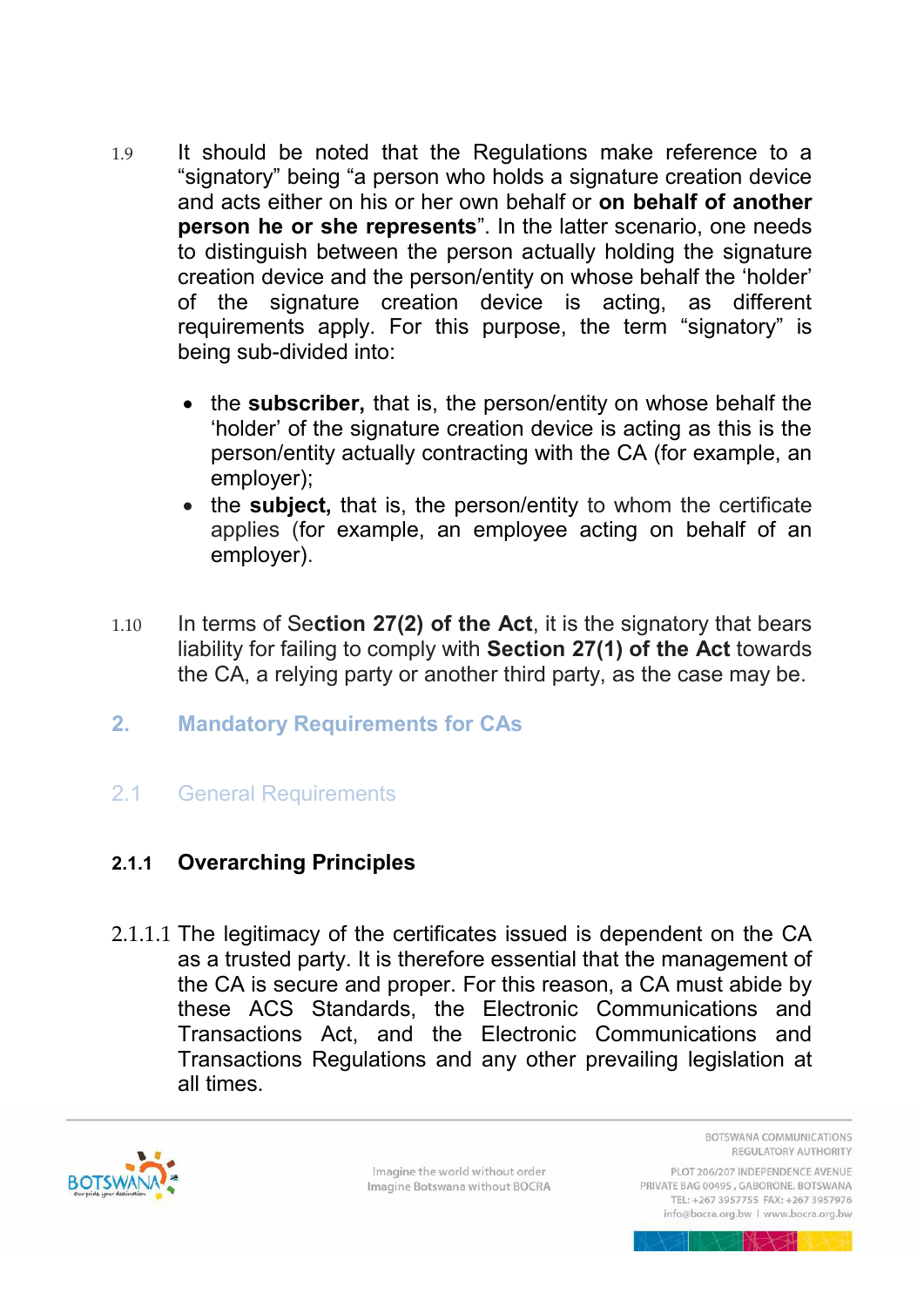1.9 It should be noted that the Regulations make reference to a "signatory" being "a person who holds a signature creation device and acts either on his or her own behalf or **on behalf of another person he or she represents**". In the latter scenario, one needs to distinguish between the person actually holding the signature creation device and the person/entity on whose behalf the 'holder' of the signature creation device is acting, as different requirements apply. For this purpose, the term "signatory" is being sub-divided into:

- the **subscriber,** that is, the person/entity on whose behalf the 'holder' of the signature creation device is acting as this is the person/entity actually contracting with the CA (for example, an employer);
- the **subject,** that is, the person/entity to whom the certificate applies (for example, an employee acting on behalf of an employer).

1.10 In terms of Se**ction 27(2) of the Act**, it is the signatory that bears liability for failing to comply with **Section 27(1) of the Act** towards the CA, a relying party or another third party, as the case may be.

## 2. Mandatory Requirements for CAs

### 2.1 General Requirements

#### 2.1.1 Overarching Principles

2.1.1.1 The legitimacy of the certificates issued is dependent on the CA as a trusted party. It is therefore essential that the management of the CA is secure and proper. For this reason, a CA must abide by these ACS Standards, the Electronic Communications and Transactions Act, and the Electronic Communications and Transactions Regulations and any other prevailing legislation at all times.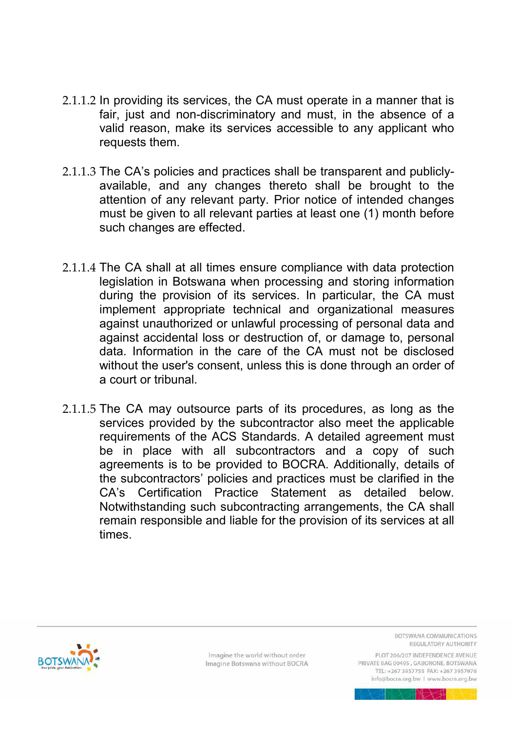2.1.1.2 In providing its services, the CA must operate in a manner that is fair, just and non-discriminatory and must, in the absence of a valid reason, make its services accessible to any applicant who requests them.

2.1.1.3 The CA's policies and practices shall be transparent and publicly-available, and any changes thereto shall be brought to the attention of any relevant party. Prior notice of intended changes must be given to all relevant parties at least one (1) month before such changes are effected.

2.1.1.4 The CA shall at all times ensure compliance with data protection legislation in Botswana when processing and storing information during the provision of its services. In particular, the CA must implement appropriate technical and organizational measures against unauthorized or unlawful processing of personal data and against accidental loss or destruction of, or damage to, personal data. Information in the care of the CA must not be disclosed without the user's consent, unless this is done through an order of a court or tribunal.

2.1.1.5 The CA may outsource parts of its procedures, as long as the services provided by the subcontractor also meet the applicable requirements of the ACS Standards. A detailed agreement must be in place with all subcontractors and a copy of such agreements is to be provided to BOCRA. Additionally, details of the subcontractors' policies and practices must be clarified in the CA's Certification Practice Statement as detailed below. Notwithstanding such subcontracting arrangements, the CA shall remain responsible and liable for the provision of its services at all times.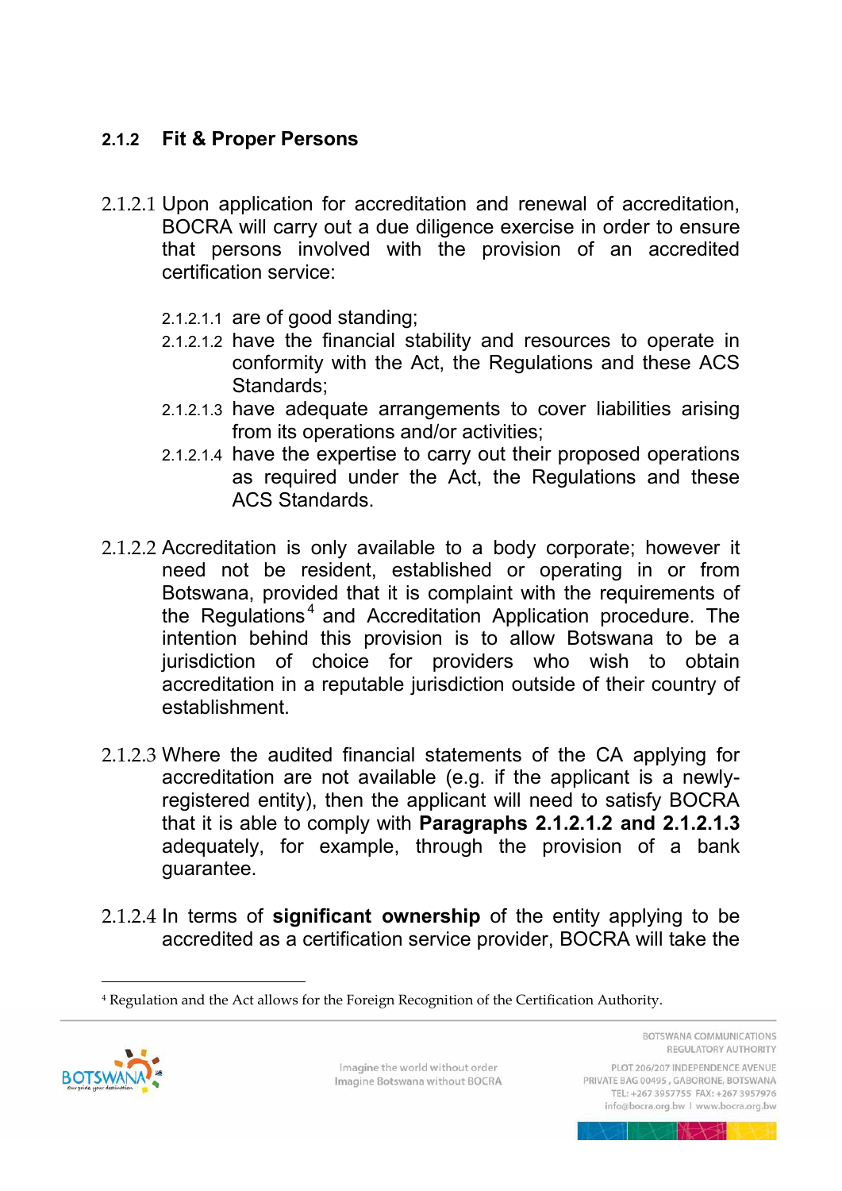### 2.1.2 Fit & Proper Persons

2.1.2.1 Upon application for accreditation and renewal of accreditation, BOCRA will carry out a due diligence exercise in order to ensure that persons involved with the provision of an accredited certification service:

- 2.1.2.1.1 are of good standing;
- 2.1.2.1.2 have the financial stability and resources to operate in conformity with the Act, the Regulations and these ACS Standards;
- 2.1.2.1.3 have adequate arrangements to cover liabilities arising from its operations and/or activities;
- 2.1.2.1.4 have the expertise to carry out their proposed operations as required under the Act, the Regulations and these ACS Standards.

2.1.2.2 Accreditation is only available to a body corporate; however it need not be resident, established or operating in or from Botswana, provided that it is complaint with the requirements of the Regulations[4] and Accreditation Application procedure. The intention behind this provision is to allow Botswana to be a jurisdiction of choice for providers who wish to obtain accreditation in a reputable jurisdiction outside of their country of establishment.

2.1.2.3 Where the audited financial statements of the CA applying for accreditation are not available (e.g. if the applicant is a newly-registered entity), then the applicant will need to satisfy BOCRA that it is able to comply with **Paragraphs 2.1.2.1.2 and 2.1.2.1.3** adequately, for example, through the provision of a bank guarantee.

2.1.2.4 In terms of **significant ownership** of the entity applying to be accredited as a certification service provider, BOCRA will take the

[4] Regulation and the Act allows for the Foreign Recognition of the Certification Authority.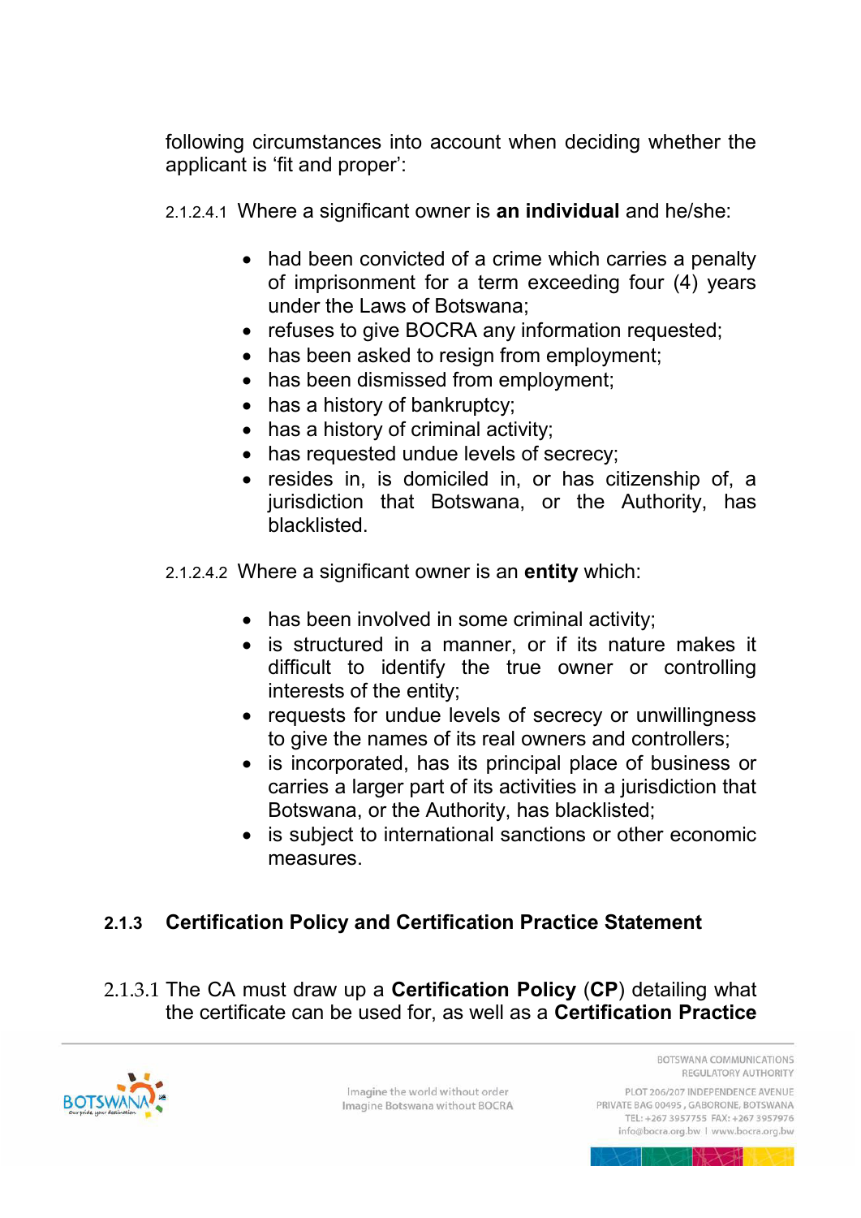following circumstances into account when deciding whether the applicant is 'fit and proper':

2.1.2.4.1 Where a significant owner is **an individual** and he/she:

- had been convicted of a crime which carries a penalty of imprisonment for a term exceeding four (4) years under the Laws of Botswana;
- refuses to give BOCRA any information requested;
- has been asked to resign from employment;
- has been dismissed from employment;
- has a history of bankruptcy;
- has a history of criminal activity;
- has requested undue levels of secrecy;
- resides in, is domiciled in, or has citizenship of, a jurisdiction that Botswana, or the Authority, has blacklisted.

2.1.2.4.2 Where a significant owner is an **entity** which:

- has been involved in some criminal activity;
- is structured in a manner, or if its nature makes it difficult to identify the true owner or controlling interests of the entity;
- requests for undue levels of secrecy or unwillingness to give the names of its real owners and controllers;
- is incorporated, has its principal place of business or carries a larger part of its activities in a jurisdiction that Botswana, or the Authority, has blacklisted;
- is subject to international sanctions or other economic measures.

### 2.1.3 Certification Policy and Certification Practice Statement

2.1.3.1 The CA must draw up a **Certification Policy** (**CP**) detailing what the certificate can be used for, as well as a **Certification Practice**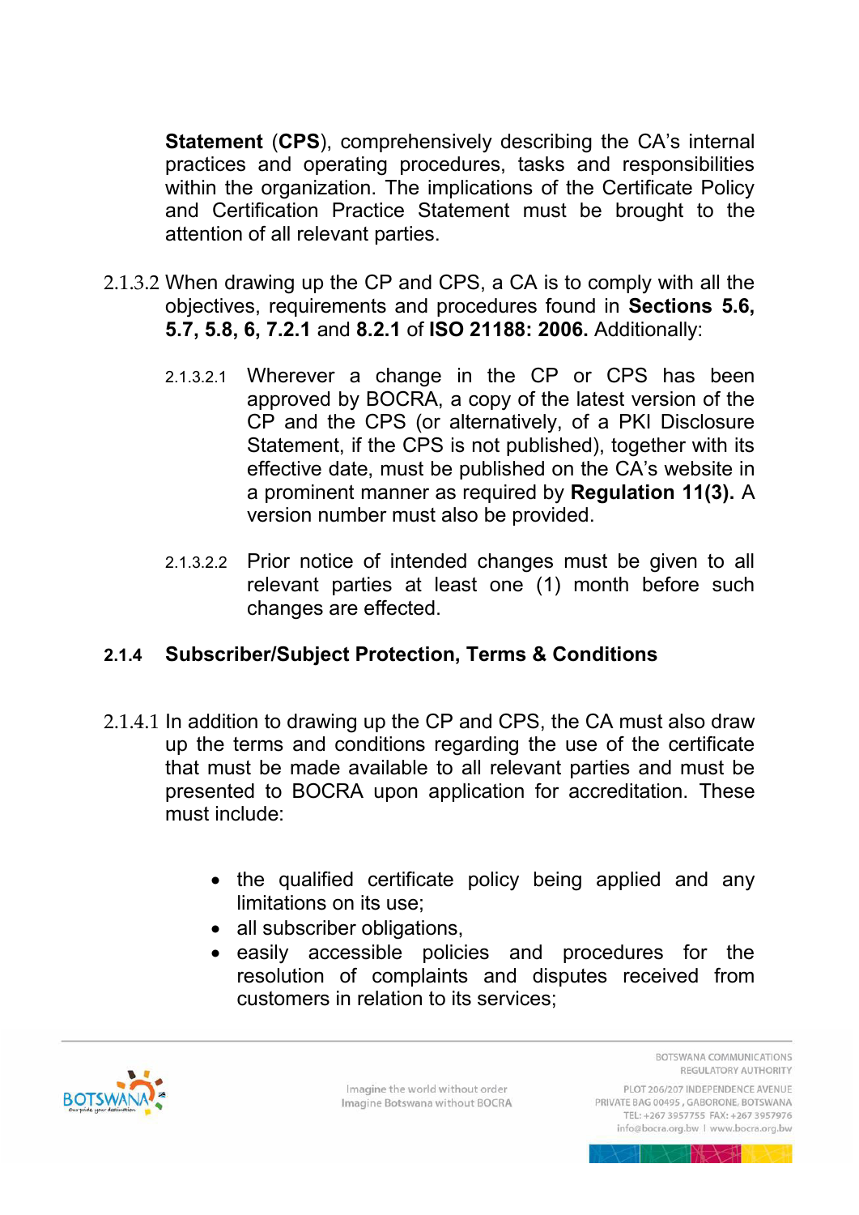**Statement** (**CPS**), comprehensively describing the CA's internal practices and operating procedures, tasks and responsibilities within the organization. The implications of the Certificate Policy and Certification Practice Statement must be brought to the attention of all relevant parties.

2.1.3.2 When drawing up the CP and CPS, a CA is to comply with all the objectives, requirements and procedures found in **Sections 5.6, 5.7, 5.8, 6, 7.2.1** and **8.2.1** of **ISO 21188: 2006.** Additionally:

2.1.3.2.1 Wherever a change in the CP or CPS has been approved by BOCRA, a copy of the latest version of the CP and the CPS (or alternatively, of a PKI Disclosure Statement, if the CPS is not published), together with its effective date, must be published on the CA's website in a prominent manner as required by **Regulation 11(3).** A version number must also be provided.

2.1.3.2.2 Prior notice of intended changes must be given to all relevant parties at least one (1) month before such changes are effected.

### 2.1.4 Subscriber/Subject Protection, Terms & Conditions

2.1.4.1 In addition to drawing up the CP and CPS, the CA must also draw up the terms and conditions regarding the use of the certificate that must be made available to all relevant parties and must be presented to BOCRA upon application for accreditation. These must include:

- the qualified certificate policy being applied and any limitations on its use;
- all subscriber obligations,
- easily accessible policies and procedures for the resolution of complaints and disputes received from customers in relation to its services;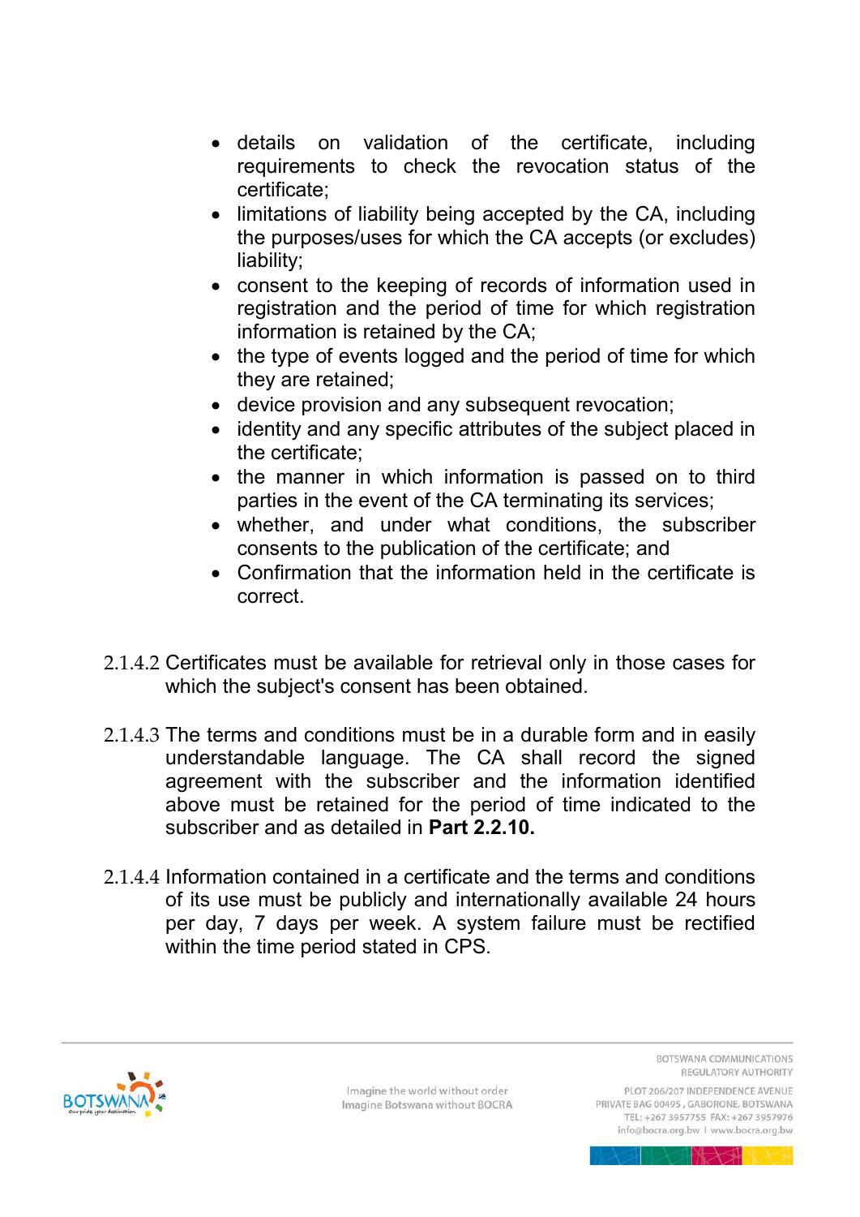- details on validation of the certificate, including requirements to check the revocation status of the certificate;
- limitations of liability being accepted by the CA, including the purposes/uses for which the CA accepts (or excludes) liability;
- consent to the keeping of records of information used in registration and the period of time for which registration information is retained by the CA;
- the type of events logged and the period of time for which they are retained;
- device provision and any subsequent revocation;
- identity and any specific attributes of the subject placed in the certificate;
- the manner in which information is passed on to third parties in the event of the CA terminating its services;
- whether, and under what conditions, the subscriber consents to the publication of the certificate; and
- Confirmation that the information held in the certificate is correct.

2.1.4.2 Certificates must be available for retrieval only in those cases for which the subject's consent has been obtained.

2.1.4.3 The terms and conditions must be in a durable form and in easily understandable language. The CA shall record the signed agreement with the subscriber and the information identified above must be retained for the period of time indicated to the subscriber and as detailed in **Part 2.2.10.**

2.1.4.4 Information contained in a certificate and the terms and conditions of its use must be publicly and internationally available 24 hours per day, 7 days per week. A system failure must be rectified within the time period stated in CPS.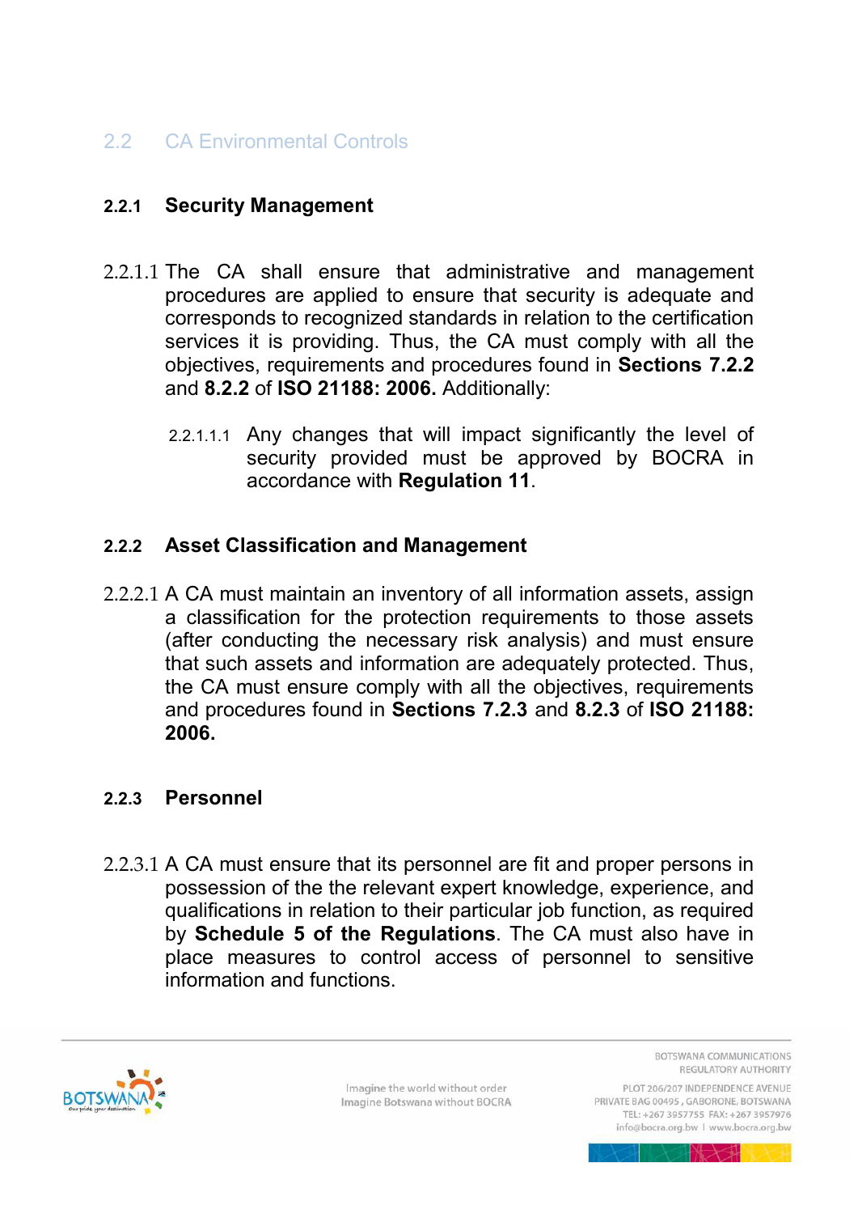## 2.2 CA Environmental Controls

### 2.2.1 Security Management

2.2.1.1 The CA shall ensure that administrative and management procedures are applied to ensure that security is adequate and corresponds to recognized standards in relation to the certification services it is providing. Thus, the CA must comply with all the objectives, requirements and procedures found in **Sections 7.2.2** and **8.2.2** of **ISO 21188: 2006.** Additionally:

2.2.1.1.1 Any changes that will impact significantly the level of security provided must be approved by BOCRA in accordance with **Regulation 11**.

### 2.2.2 Asset Classification and Management

2.2.2.1 A CA must maintain an inventory of all information assets, assign a classification for the protection requirements to those assets (after conducting the necessary risk analysis) and must ensure that such assets and information are adequately protected. Thus, the CA must ensure comply with all the objectives, requirements and procedures found in **Sections 7.2.3** and **8.2.3** of **ISO 21188: 2006.**

### 2.2.3 Personnel

2.2.3.1 A CA must ensure that its personnel are fit and proper persons in possession of the the relevant expert knowledge, experience, and qualifications in relation to their particular job function, as required by **Schedule 5 of the Regulations**. The CA must also have in place measures to control access of personnel to sensitive information and functions.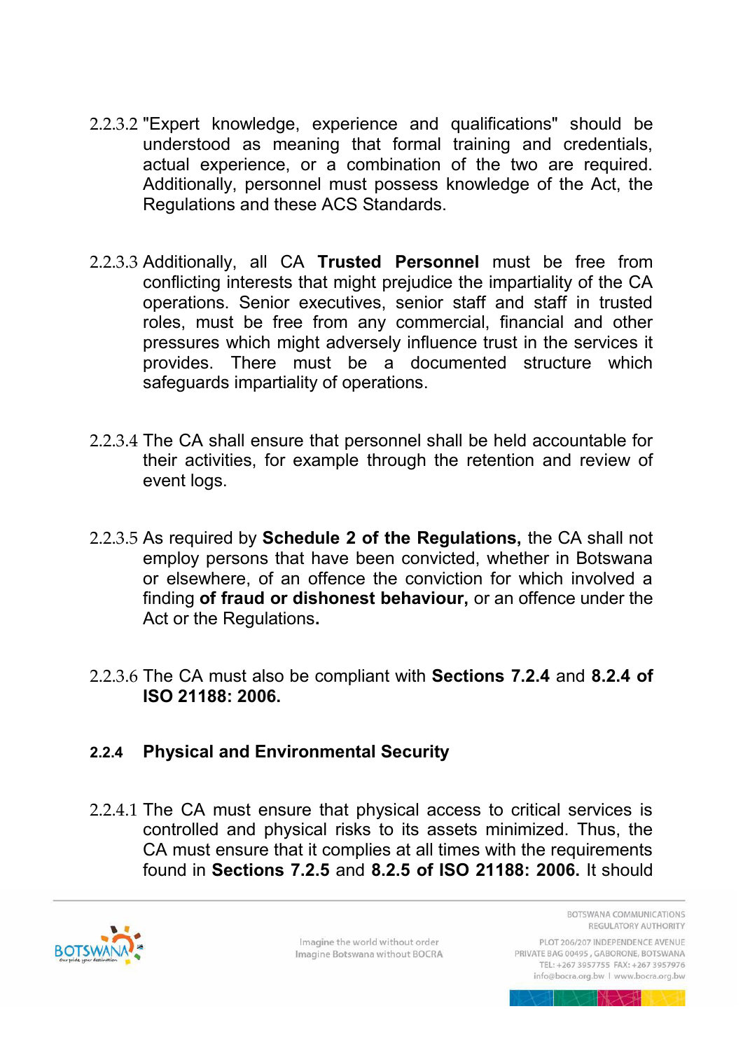2.2.3.2 "Expert knowledge, experience and qualifications" should be understood as meaning that formal training and credentials, actual experience, or a combination of the two are required. Additionally, personnel must possess knowledge of the Act, the Regulations and these ACS Standards.

2.2.3.3 Additionally, all CA **Trusted Personnel** must be free from conflicting interests that might prejudice the impartiality of the CA operations. Senior executives, senior staff and staff in trusted roles, must be free from any commercial, financial and other pressures which might adversely influence trust in the services it provides. There must be a documented structure which safeguards impartiality of operations.

2.2.3.4 The CA shall ensure that personnel shall be held accountable for their activities, for example through the retention and review of event logs.

2.2.3.5 As required by **Schedule 2 of the Regulations,** the CA shall not employ persons that have been convicted, whether in Botswana or elsewhere, of an offence the conviction for which involved a finding **of fraud or dishonest behaviour,** or an offence under the Act or the Regulations**.**

2.2.3.6 The CA must also be compliant with **Sections 7.2.4** and **8.2.4 of ISO 21188: 2006.**

### 2.2.4 Physical and Environmental Security

2.2.4.1 The CA must ensure that physical access to critical services is controlled and physical risks to its assets minimized. Thus, the CA must ensure that it complies at all times with the requirements found in **Sections 7.2.5** and **8.2.5 of ISO 21188: 2006.** It should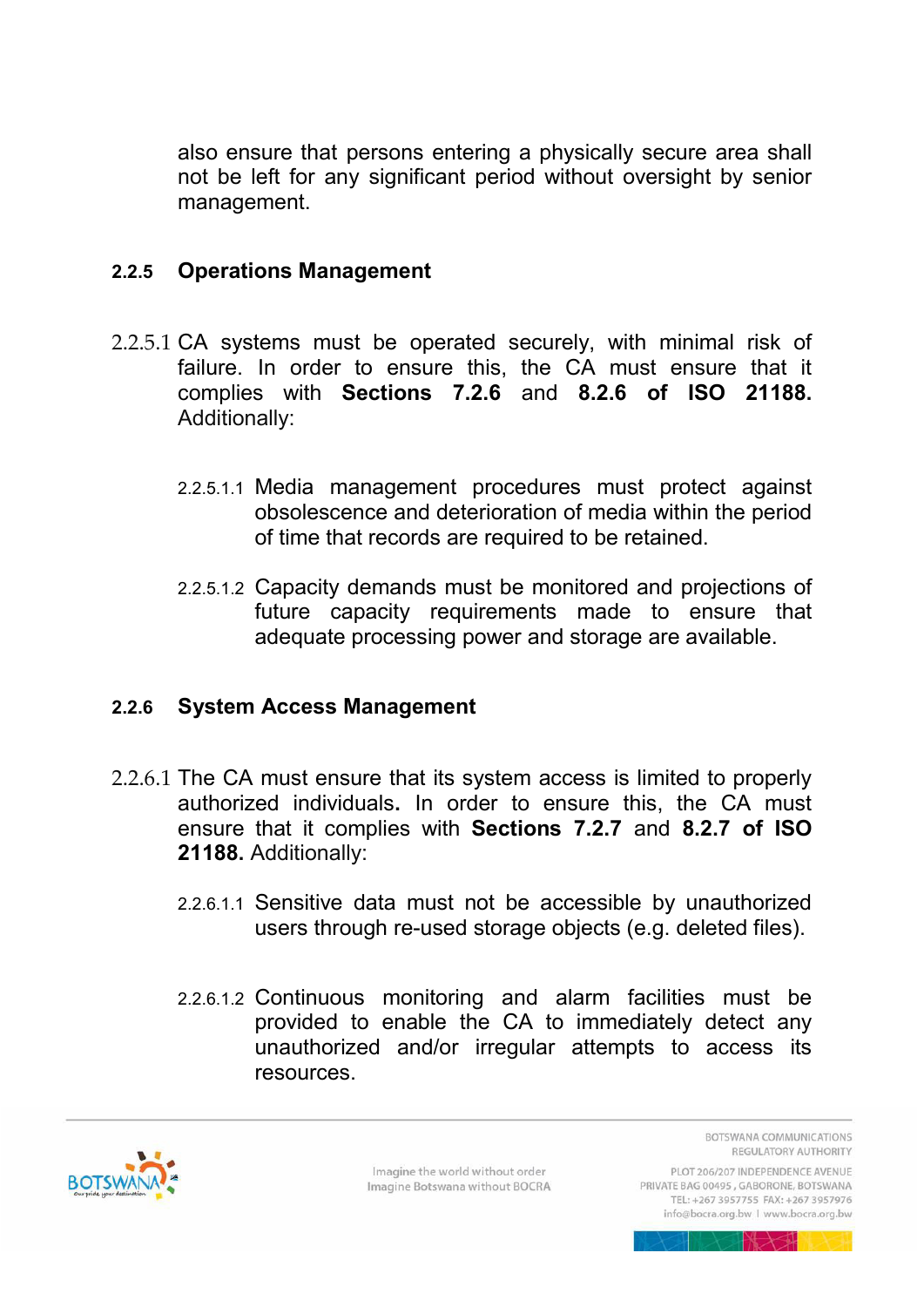also ensure that persons entering a physically secure area shall not be left for any significant period without oversight by senior management.

### 2.2.5 Operations Management

2.2.5.1 CA systems must be operated securely, with minimal risk of failure. In order to ensure this, the CA must ensure that it complies with **Sections 7.2.6** and **8.2.6 of ISO 21188.** Additionally:

2.2.5.1.1 Media management procedures must protect against obsolescence and deterioration of media within the period of time that records are required to be retained.

2.2.5.1.2 Capacity demands must be monitored and projections of future capacity requirements made to ensure that adequate processing power and storage are available.

### 2.2.6 System Access Management

2.2.6.1 The CA must ensure that its system access is limited to properly authorized individuals**.** In order to ensure this, the CA must ensure that it complies with **Sections 7.2.7** and **8.2.7 of ISO 21188.** Additionally:

2.2.6.1.1 Sensitive data must not be accessible by unauthorized users through re-used storage objects (e.g. deleted files).

2.2.6.1.2 Continuous monitoring and alarm facilities must be provided to enable the CA to immediately detect any unauthorized and/or irregular attempts to access its resources.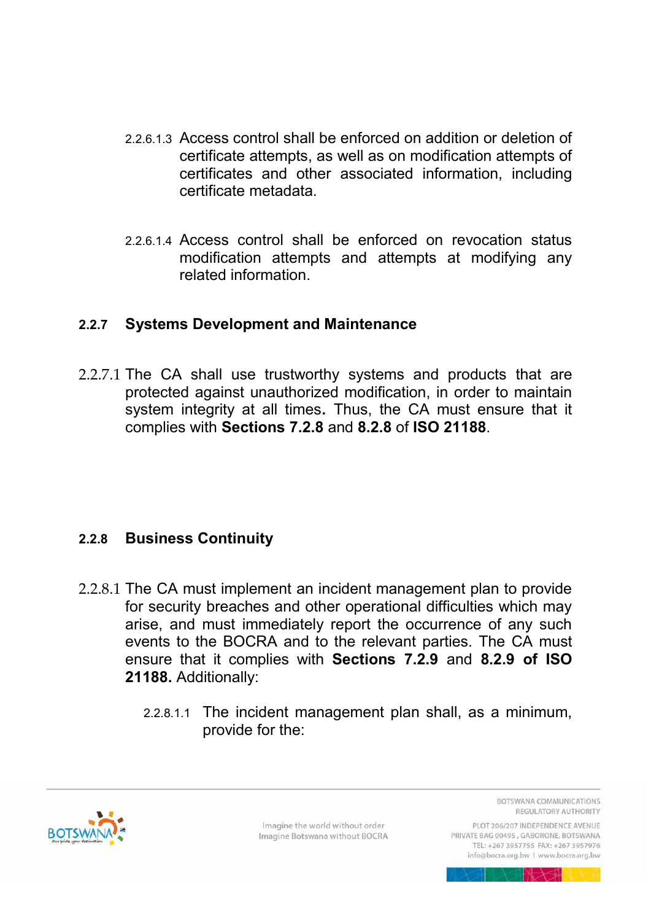2.2.6.1.3 Access control shall be enforced on addition or deletion of certificate attempts, as well as on modification attempts of certificates and other associated information, including certificate metadata.

2.2.6.1.4 Access control shall be enforced on revocation status modification attempts and attempts at modifying any related information.

### 2.2.7 Systems Development and Maintenance

2.2.7.1 The CA shall use trustworthy systems and products that are protected against unauthorized modification, in order to maintain system integrity at all times**.** Thus, the CA must ensure that it complies with **Sections 7.2.8** and **8.2.8** of **ISO 21188**.

### 2.2.8 Business Continuity

2.2.8.1 The CA must implement an incident management plan to provide for security breaches and other operational difficulties which may arise, and must immediately report the occurrence of any such events to the BOCRA and to the relevant parties. The CA must ensure that it complies with **Sections 7.2.9** and **8.2.9 of ISO 21188.** Additionally:

2.2.8.1.1 The incident management plan shall, as a minimum, provide for the: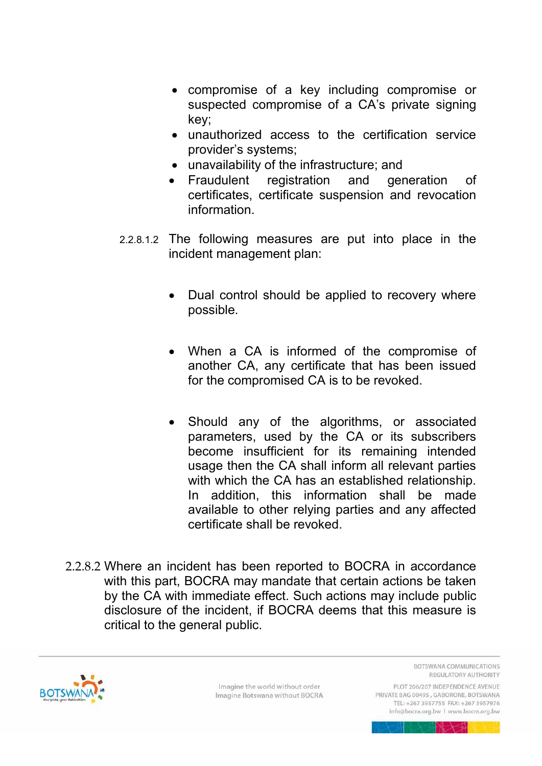- compromise of a key including compromise or suspected compromise of a CA's private signing key;
- unauthorized access to the certification service provider's systems;
- unavailability of the infrastructure; and
- Fraudulent registration and generation of certificates, certificate suspension and revocation information.

2.2.8.1.2 The following measures are put into place in the incident management plan:

- Dual control should be applied to recovery where possible.

- When a CA is informed of the compromise of another CA, any certificate that has been issued for the compromised CA is to be revoked.

- Should any of the algorithms, or associated parameters, used by the CA or its subscribers become insufficient for its remaining intended usage then the CA shall inform all relevant parties with which the CA has an established relationship. In addition, this information shall be made available to other relying parties and any affected certificate shall be revoked.

2.2.8.2 Where an incident has been reported to BOCRA in accordance with this part, BOCRA may mandate that certain actions be taken by the CA with immediate effect. Such actions may include public disclosure of the incident, if BOCRA deems that this measure is critical to the general public.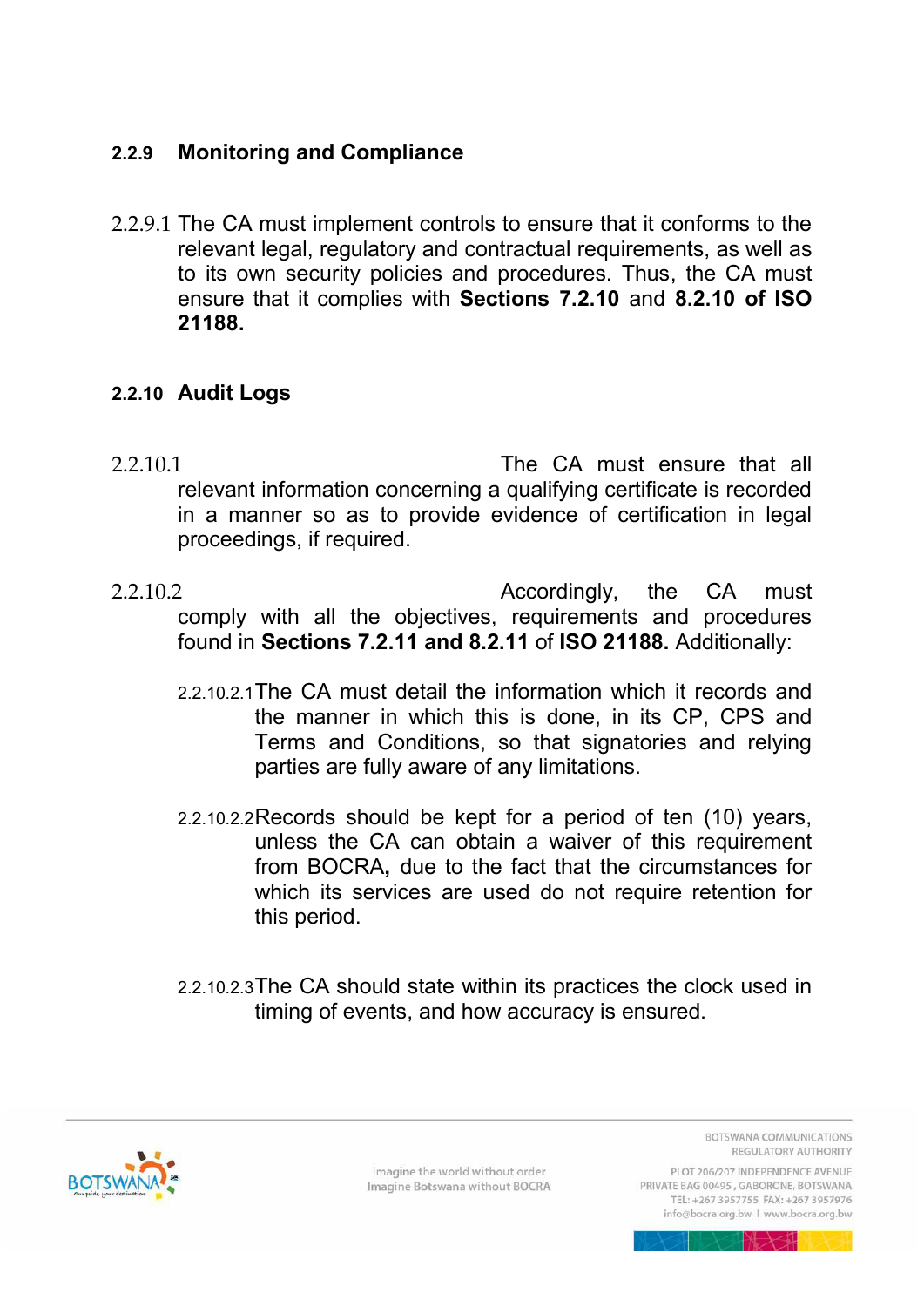### 2.2.9 Monitoring and Compliance

2.2.9.1 The CA must implement controls to ensure that it conforms to the relevant legal, regulatory and contractual requirements, as well as to its own security policies and procedures. Thus, the CA must ensure that it complies with **Sections 7.2.10** and **8.2.10 of ISO 21188.**

### 2.2.10 Audit Logs

2.2.10.1 The CA must ensure that all relevant information concerning a qualifying certificate is recorded in a manner so as to provide evidence of certification in legal proceedings, if required.

2.2.10.2 Accordingly, the CA must comply with all the objectives, requirements and procedures found in **Sections 7.2.11 and 8.2.11** of **ISO 21188.** Additionally:

2.2.10.2.1 The CA must detail the information which it records and the manner in which this is done, in its CP, CPS and Terms and Conditions, so that signatories and relying parties are fully aware of any limitations.

2.2.10.2.2 Records should be kept for a period of ten (10) years, unless the CA can obtain a waiver of this requirement from BOCRA**,** due to the fact that the circumstances for which its services are used do not require retention for this period.

2.2.10.2.3 The CA should state within its practices the clock used in timing of events, and how accuracy is ensured.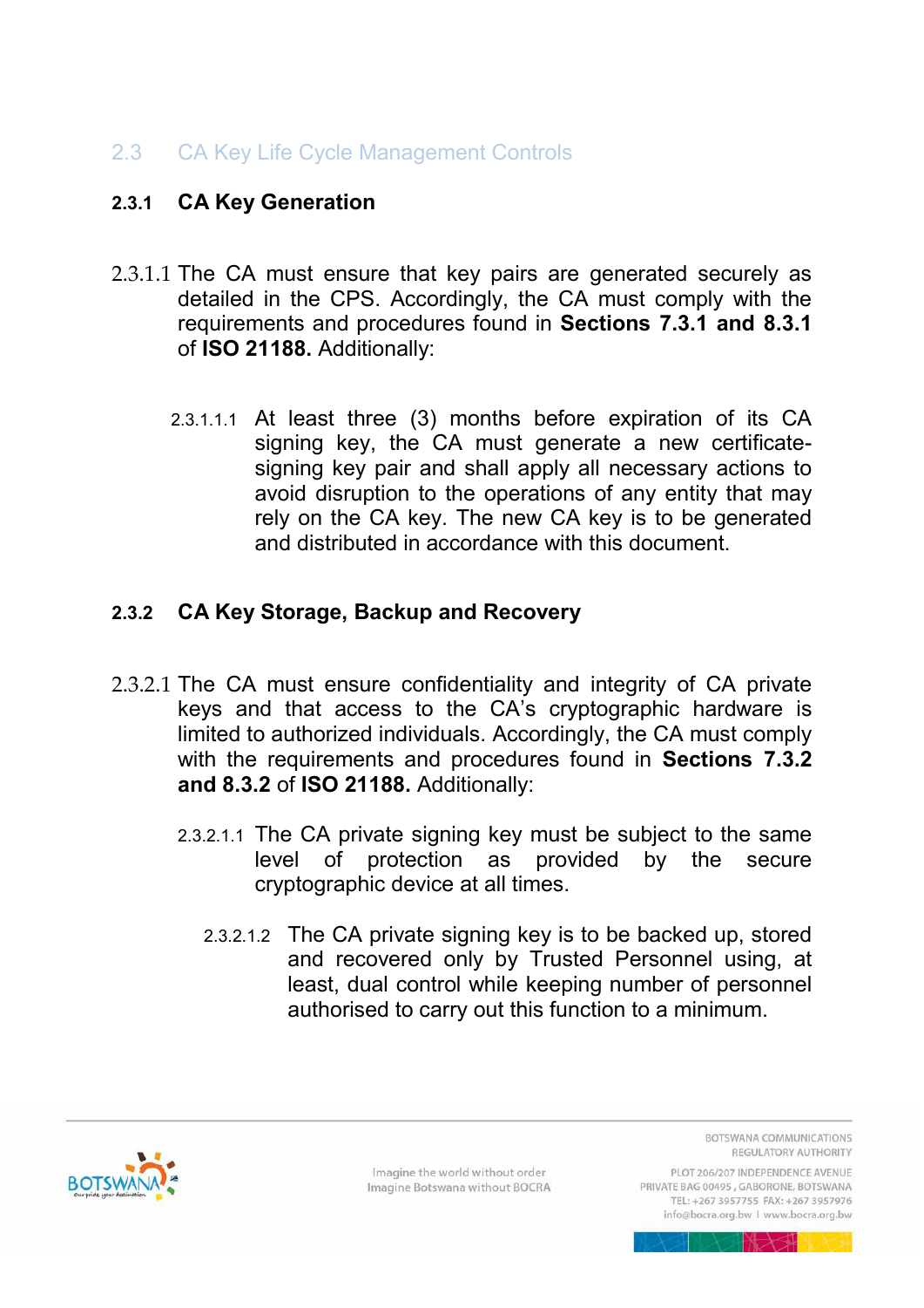## 2.3 CA Key Life Cycle Management Controls

### 2.3.1 CA Key Generation

2.3.1.1 The CA must ensure that key pairs are generated securely as detailed in the CPS. Accordingly, the CA must comply with the requirements and procedures found in **Sections 7.3.1 and 8.3.1** of **ISO 21188.** Additionally:

2.3.1.1.1 At least three (3) months before expiration of its CA signing key, the CA must generate a new certificate-signing key pair and shall apply all necessary actions to avoid disruption to the operations of any entity that may rely on the CA key. The new CA key is to be generated and distributed in accordance with this document.

### 2.3.2 CA Key Storage, Backup and Recovery

2.3.2.1 The CA must ensure confidentiality and integrity of CA private keys and that access to the CA's cryptographic hardware is limited to authorized individuals. Accordingly, the CA must comply with the requirements and procedures found in **Sections 7.3.2 and 8.3.2** of **ISO 21188.** Additionally:

2.3.2.1.1 The CA private signing key must be subject to the same level of protection as provided by the secure cryptographic device at all times.

2.3.2.1.2 The CA private signing key is to be backed up, stored and recovered only by Trusted Personnel using, at least, dual control while keeping number of personnel authorised to carry out this function to a minimum.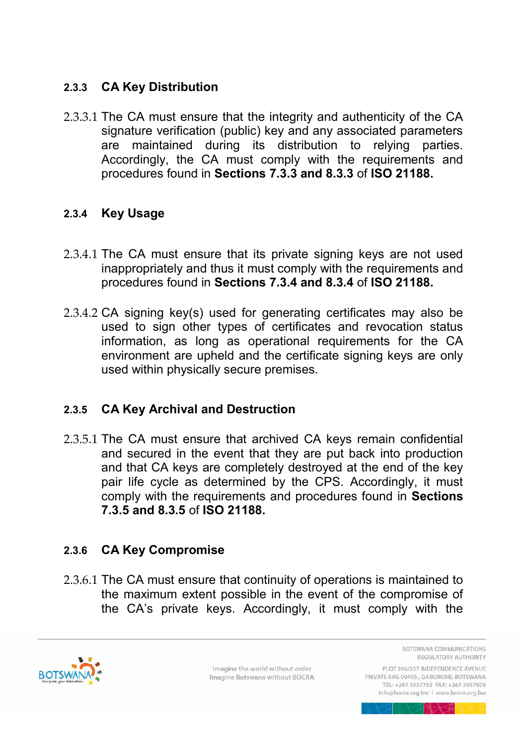### 2.3.3 CA Key Distribution

2.3.3.1 The CA must ensure that the integrity and authenticity of the CA signature verification (public) key and any associated parameters are maintained during its distribution to relying parties. Accordingly, the CA must comply with the requirements and procedures found in **Sections 7.3.3 and 8.3.3** of **ISO 21188.**

### 2.3.4 Key Usage

2.3.4.1 The CA must ensure that its private signing keys are not used inappropriately and thus it must comply with the requirements and procedures found in **Sections 7.3.4 and 8.3.4** of **ISO 21188.**

2.3.4.2 CA signing key(s) used for generating certificates may also be used to sign other types of certificates and revocation status information, as long as operational requirements for the CA environment are upheld and the certificate signing keys are only used within physically secure premises.

### 2.3.5 CA Key Archival and Destruction

2.3.5.1 The CA must ensure that archived CA keys remain confidential and secured in the event that they are put back into production and that CA keys are completely destroyed at the end of the key pair life cycle as determined by the CPS. Accordingly, it must comply with the requirements and procedures found in **Sections 7.3.5 and 8.3.5** of **ISO 21188.**

### 2.3.6 CA Key Compromise

2.3.6.1 The CA must ensure that continuity of operations is maintained to the maximum extent possible in the event of the compromise of the CA's private keys. Accordingly, it must comply with the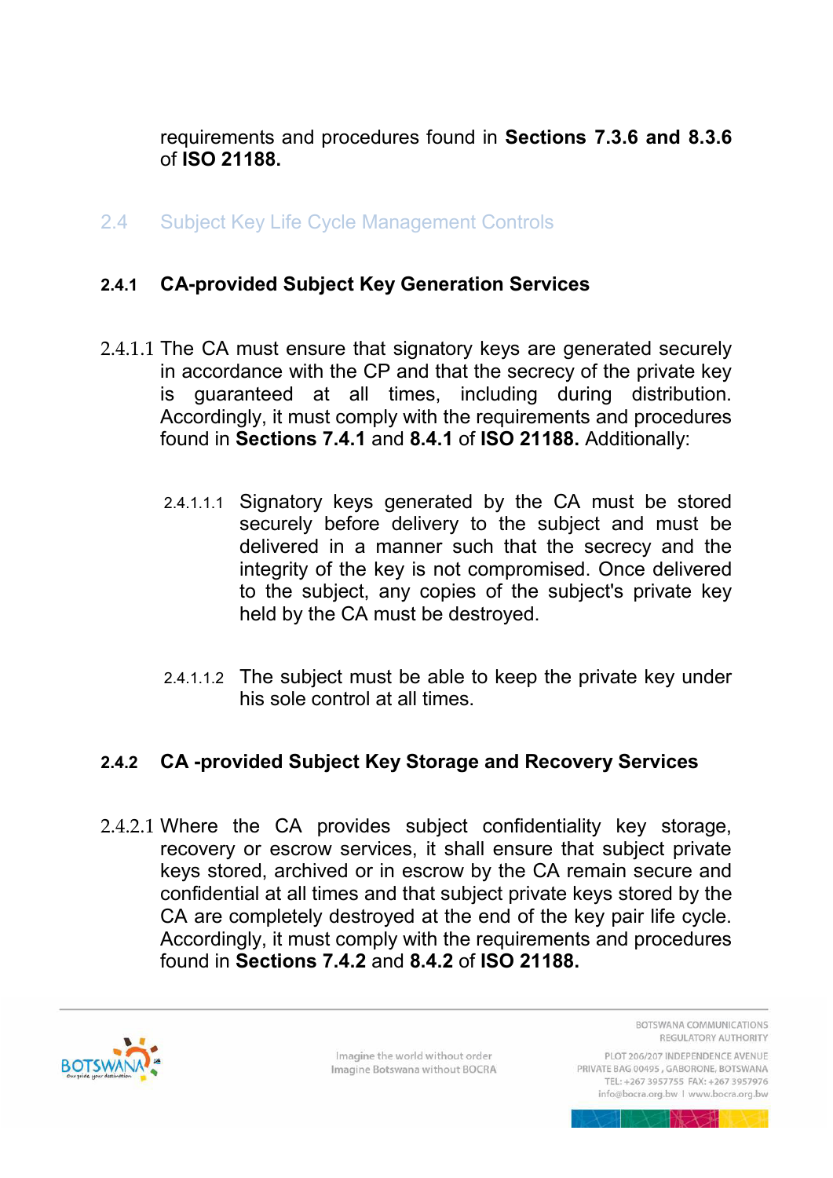requirements and procedures found in **Sections 7.3.6 and 8.3.6** of **ISO 21188.**

## 2.4 Subject Key Life Cycle Management Controls

### 2.4.1 CA-provided Subject Key Generation Services

2.4.1.1 The CA must ensure that signatory keys are generated securely in accordance with the CP and that the secrecy of the private key is guaranteed at all times, including during distribution. Accordingly, it must comply with the requirements and procedures found in **Sections 7.4.1** and **8.4.1** of **ISO 21188.** Additionally:

2.4.1.1.1 Signatory keys generated by the CA must be stored securely before delivery to the subject and must be delivered in a manner such that the secrecy and the integrity of the key is not compromised. Once delivered to the subject, any copies of the subject's private key held by the CA must be destroyed.

2.4.1.1.2 The subject must be able to keep the private key under his sole control at all times.

### 2.4.2 CA -provided Subject Key Storage and Recovery Services

2.4.2.1 Where the CA provides subject confidentiality key storage, recovery or escrow services, it shall ensure that subject private keys stored, archived or in escrow by the CA remain secure and confidential at all times and that subject private keys stored by the CA are completely destroyed at the end of the key pair life cycle. Accordingly, it must comply with the requirements and procedures found in **Sections 7.4.2** and **8.4.2** of **ISO 21188.**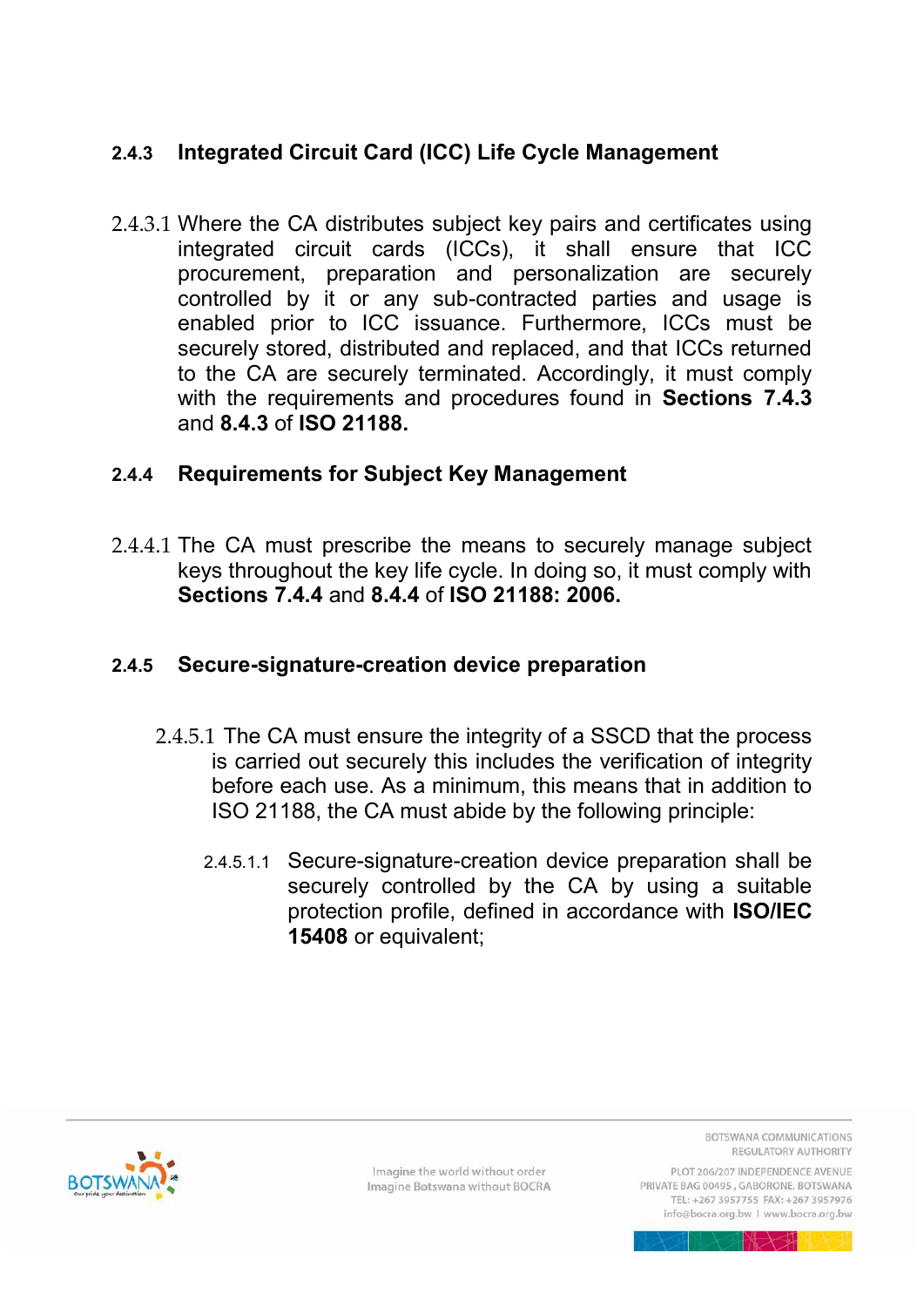### 2.4.3 Integrated Circuit Card (ICC) Life Cycle Management

2.4.3.1 Where the CA distributes subject key pairs and certificates using integrated circuit cards (ICCs), it shall ensure that ICC procurement, preparation and personalization are securely controlled by it or any sub-contracted parties and usage is enabled prior to ICC issuance. Furthermore, ICCs must be securely stored, distributed and replaced, and that ICCs returned to the CA are securely terminated. Accordingly, it must comply with the requirements and procedures found in **Sections 7.4.3** and **8.4.3** of **ISO 21188.**

### 2.4.4 Requirements for Subject Key Management

2.4.4.1 The CA must prescribe the means to securely manage subject keys throughout the key life cycle. In doing so, it must comply with **Sections 7.4.4** and **8.4.4** of **ISO 21188: 2006.**

### 2.4.5 Secure-signature-creation device preparation

2.4.5.1 The CA must ensure the integrity of a SSCD that the process is carried out securely this includes the verification of integrity before each use. As a minimum, this means that in addition to ISO 21188, the CA must abide by the following principle:

2.4.5.1.1 Secure-signature-creation device preparation shall be securely controlled by the CA by using a suitable protection profile, defined in accordance with **ISO/IEC 15408** or equivalent;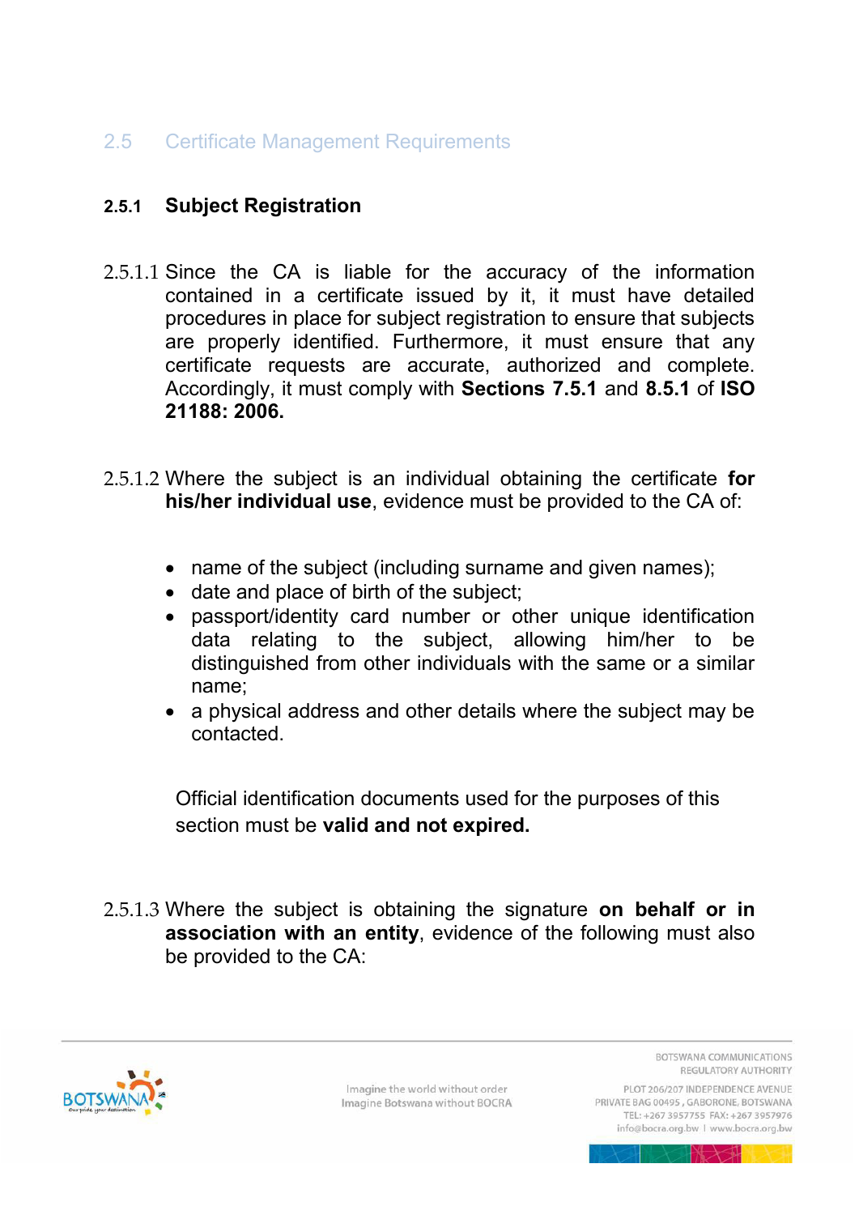## 2.5 Certificate Management Requirements

### 2.5.1 Subject Registration

2.5.1.1 Since the CA is liable for the accuracy of the information contained in a certificate issued by it, it must have detailed procedures in place for subject registration to ensure that subjects are properly identified. Furthermore, it must ensure that any certificate requests are accurate, authorized and complete. Accordingly, it must comply with **Sections 7.5.1** and **8.5.1** of **ISO 21188: 2006.**

2.5.1.2 Where the subject is an individual obtaining the certificate **for his/her individual use**, evidence must be provided to the CA of:

- name of the subject (including surname and given names);
- date and place of birth of the subject;
- passport/identity card number or other unique identification data relating to the subject, allowing him/her to be distinguished from other individuals with the same or a similar name;
- a physical address and other details where the subject may be contacted.

Official identification documents used for the purposes of this section must be **valid and not expired.**

2.5.1.3 Where the subject is obtaining the signature **on behalf or in association with an entity**, evidence of the following must also be provided to the CA: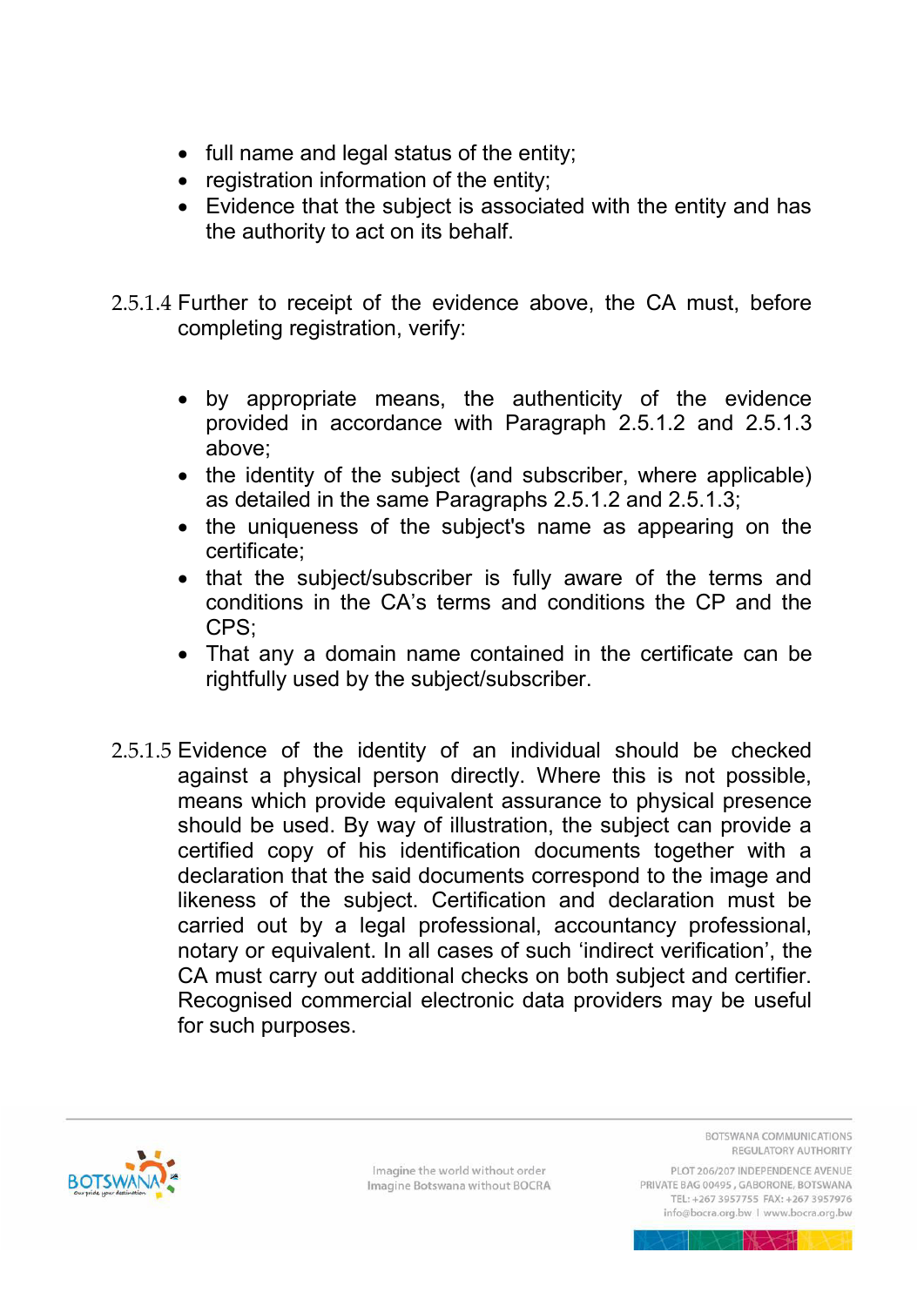- full name and legal status of the entity;
- registration information of the entity;
- Evidence that the subject is associated with the entity and has the authority to act on its behalf.

2.5.1.4 Further to receipt of the evidence above, the CA must, before completing registration, verify:

- by appropriate means, the authenticity of the evidence provided in accordance with Paragraph 2.5.1.2 and 2.5.1.3 above;
- the identity of the subject (and subscriber, where applicable) as detailed in the same Paragraphs 2.5.1.2 and 2.5.1.3;
- the uniqueness of the subject's name as appearing on the certificate;
- that the subject/subscriber is fully aware of the terms and conditions in the CA's terms and conditions the CP and the CPS;
- That any a domain name contained in the certificate can be rightfully used by the subject/subscriber.

2.5.1.5 Evidence of the identity of an individual should be checked against a physical person directly. Where this is not possible, means which provide equivalent assurance to physical presence should be used. By way of illustration, the subject can provide a certified copy of his identification documents together with a declaration that the said documents correspond to the image and likeness of the subject. Certification and declaration must be carried out by a legal professional, accountancy professional, notary or equivalent. In all cases of such 'indirect verification', the CA must carry out additional checks on both subject and certifier. Recognised commercial electronic data providers may be useful for such purposes.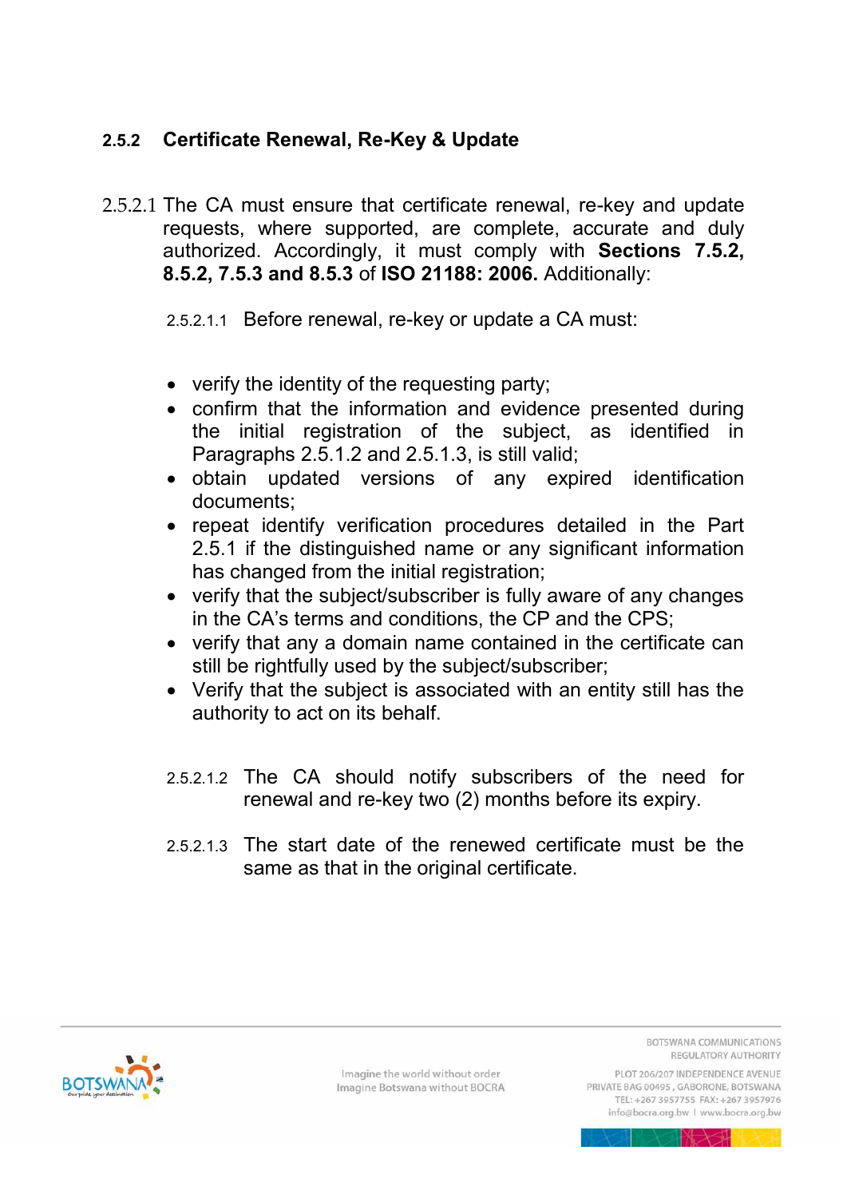### 2.5.2 Certificate Renewal, Re-Key & Update

2.5.2.1 The CA must ensure that certificate renewal, re-key and update requests, where supported, are complete, accurate and duly authorized. Accordingly, it must comply with **Sections 7.5.2, 8.5.2, 7.5.3 and 8.5.3** of **ISO 21188: 2006.** Additionally:

2.5.2.1.1 Before renewal, re-key or update a CA must:

- verify the identity of the requesting party;
- confirm that the information and evidence presented during the initial registration of the subject, as identified in Paragraphs 2.5.1.2 and 2.5.1.3, is still valid;
- obtain updated versions of any expired identification documents;
- repeat identify verification procedures detailed in the Part 2.5.1 if the distinguished name or any significant information has changed from the initial registration;
- verify that the subject/subscriber is fully aware of any changes in the CA's terms and conditions, the CP and the CPS;
- verify that any a domain name contained in the certificate can still be rightfully used by the subject/subscriber;
- Verify that the subject is associated with an entity still has the authority to act on its behalf.

2.5.2.1.2 The CA should notify subscribers of the need for renewal and re-key two (2) months before its expiry.

2.5.2.1.3 The start date of the renewed certificate must be the same as that in the original certificate.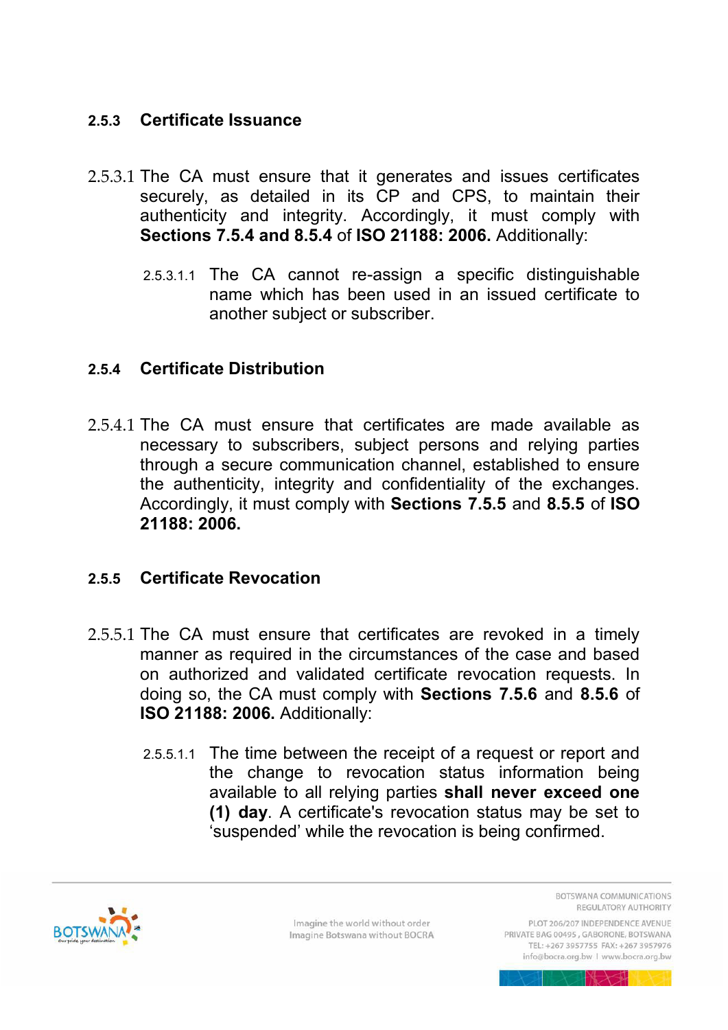### 2.5.3 Certificate Issuance

2.5.3.1 The CA must ensure that it generates and issues certificates securely, as detailed in its CP and CPS, to maintain their authenticity and integrity. Accordingly, it must comply with **Sections 7.5.4 and 8.5.4** of **ISO 21188: 2006.** Additionally:

2.5.3.1.1 The CA cannot re-assign a specific distinguishable name which has been used in an issued certificate to another subject or subscriber.

### 2.5.4 Certificate Distribution

2.5.4.1 The CA must ensure that certificates are made available as necessary to subscribers, subject persons and relying parties through a secure communication channel, established to ensure the authenticity, integrity and confidentiality of the exchanges. Accordingly, it must comply with **Sections 7.5.5** and **8.5.5** of **ISO 21188: 2006.**

### 2.5.5 Certificate Revocation

2.5.5.1 The CA must ensure that certificates are revoked in a timely manner as required in the circumstances of the case and based on authorized and validated certificate revocation requests. In doing so, the CA must comply with **Sections 7.5.6** and **8.5.6** of **ISO 21188: 2006.** Additionally:

2.5.5.1.1 The time between the receipt of a request or report and the change to revocation status information being available to all relying parties **shall never exceed one (1) day**. A certificate's revocation status may be set to 'suspended' while the revocation is being confirmed.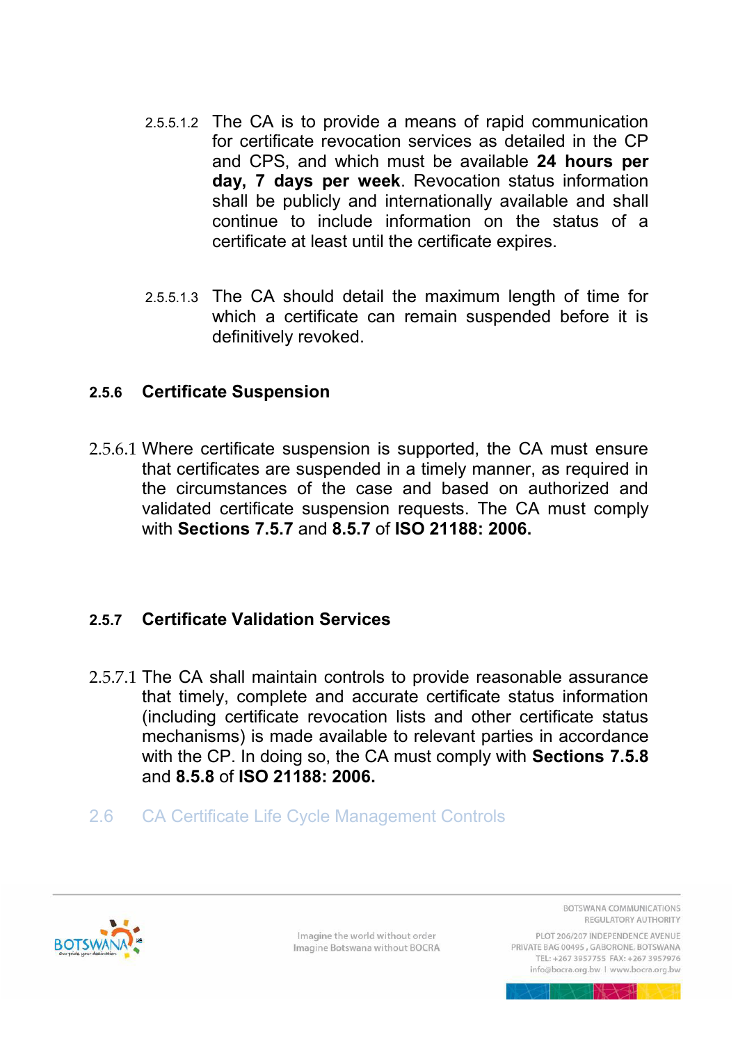2.5.5.1.2 The CA is to provide a means of rapid communication for certificate revocation services as detailed in the CP and CPS, and which must be available **24 hours per day, 7 days per week**. Revocation status information shall be publicly and internationally available and shall continue to include information on the status of a certificate at least until the certificate expires.

2.5.5.1.3 The CA should detail the maximum length of time for which a certificate can remain suspended before it is definitively revoked.

### 2.5.6 Certificate Suspension

2.5.6.1 Where certificate suspension is supported, the CA must ensure that certificates are suspended in a timely manner, as required in the circumstances of the case and based on authorized and validated certificate suspension requests. The CA must comply with **Sections 7.5.7** and **8.5.7** of **ISO 21188: 2006.**

### 2.5.7 Certificate Validation Services

2.5.7.1 The CA shall maintain controls to provide reasonable assurance that timely, complete and accurate certificate status information (including certificate revocation lists and other certificate status mechanisms) is made available to relevant parties in accordance with the CP. In doing so, the CA must comply with **Sections 7.5.8** and **8.5.8** of **ISO 21188: 2006.**

## 2.6 CA Certificate Life Cycle Management Controls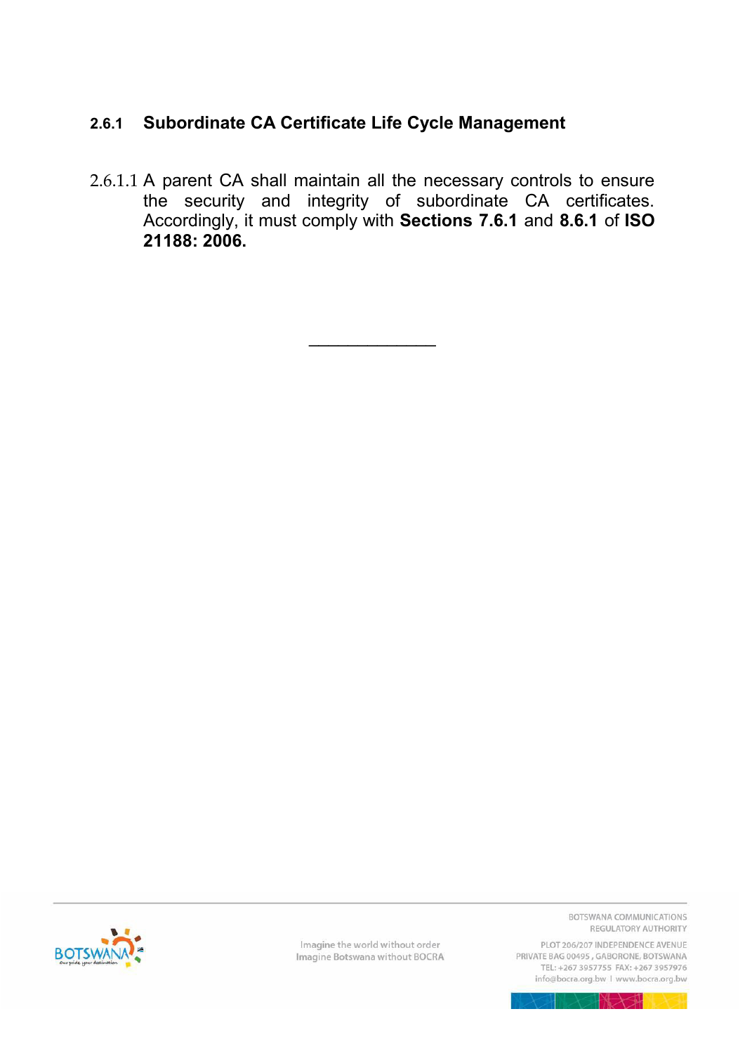### 2.6.1 Subordinate CA Certificate Life Cycle Management

2.6.1.1 A parent CA shall maintain all the necessary controls to ensure the security and integrity of subordinate CA certificates. Accordingly, it must comply with **Sections 7.6.1** and **8.6.1** of **ISO 21188: 2006.**

\_\_\_\_\_\_\_\_\_\_\_\_\_\_\_